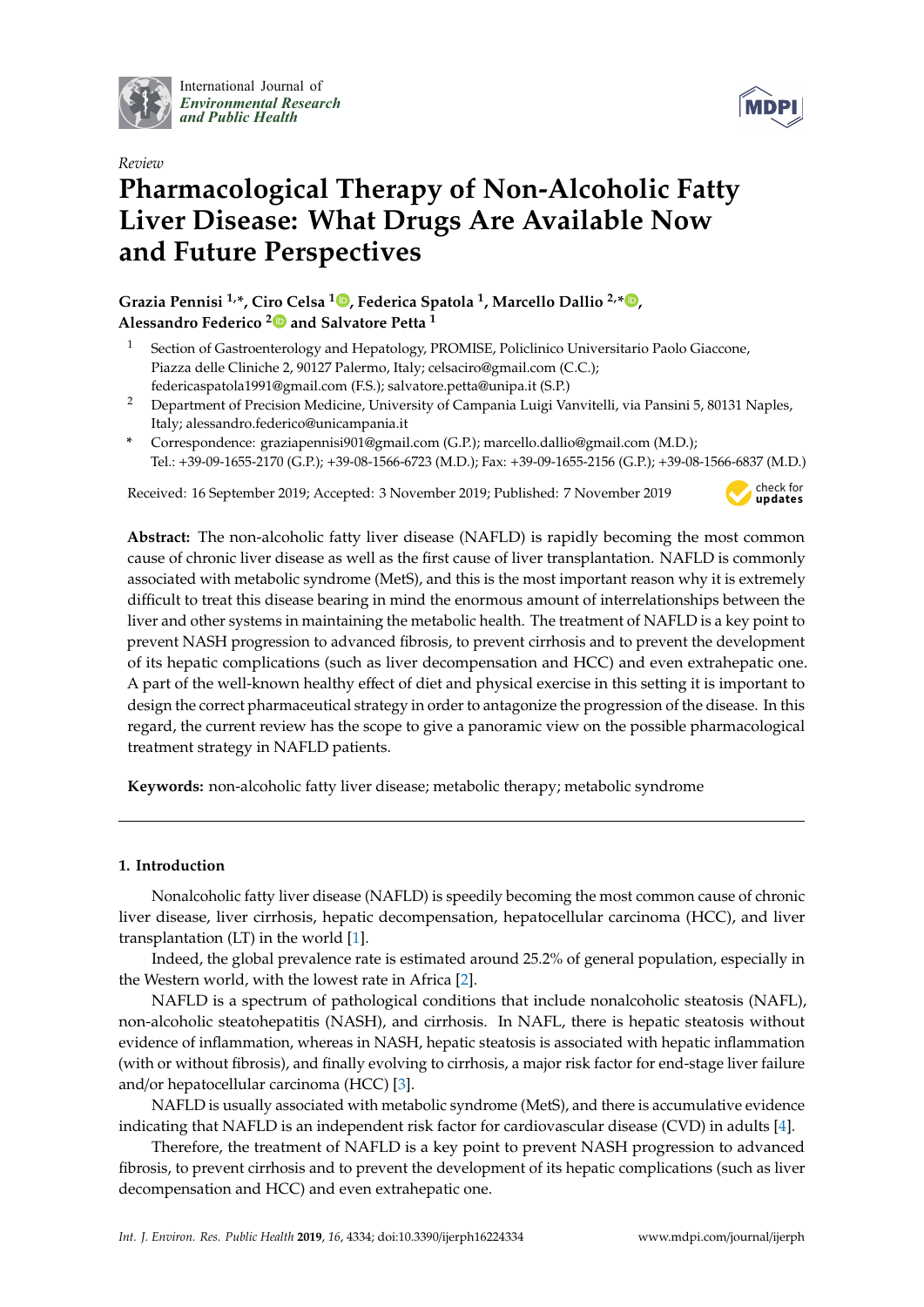*Review*

# Pharmacological Therapy of Non-Alcoholic Fatty Liver Disease: What Drugs Are Available Now and Future Perspectives

**Grazia Pennisi [1,*], Ciro Celsa [1], Federica Spatola [1], Marcello Dallio [2,*], Alessandro Federico [2] and Salvatore Petta [1]**

[1] Section of Gastroenterology and Hepatology, PROMISE, Policlinico Universitario Paolo Giaccone, Piazza delle Cliniche 2, 90127 Palermo, Italy; celsaciro@gmail.com (C.C.); federicaspatola1991@gmail.com (F.S.); salvatore.petta@unipa.it (S.P.)

[2] Department of Precision Medicine, University of Campania Luigi Vanvitelli, via Pansini 5, 80131 Naples, Italy; alessandro.federico@unicampania.it

\* Correspondence: graziapennisi901@gmail.com (G.P.); marcello.dallio@gmail.com (M.D.); Tel.: +39-09-1655-2170 (G.P.); +39-08-1566-6723 (M.D.); Fax: +39-09-1655-2156 (G.P.); +39-08-1566-6837 (M.D.)

Received: 16 September 2019; Accepted: 3 November 2019; Published: 7 November 2019

**Abstract:** The non-alcoholic fatty liver disease (NAFLD) is rapidly becoming the most common cause of chronic liver disease as well as the first cause of liver transplantation. NAFLD is commonly associated with metabolic syndrome (MetS), and this is the most important reason why it is extremely difficult to treat this disease bearing in mind the enormous amount of interrelationships between the liver and other systems in maintaining the metabolic health. The treatment of NAFLD is a key point to prevent NASH progression to advanced fibrosis, to prevent cirrhosis and to prevent the development of its hepatic complications (such as liver decompensation and HCC) and even extrahepatic one. A part of the well-known healthy effect of diet and physical exercise in this setting it is important to design the correct pharmaceutical strategy in order to antagonize the progression of the disease. In this regard, the current review has the scope to give a panoramic view on the possible pharmacological treatment strategy in NAFLD patients.

**Keywords:** non-alcoholic fatty liver disease; metabolic therapy; metabolic syndrome

## 1. Introduction

Nonalcoholic fatty liver disease (NAFLD) is speedily becoming the most common cause of chronic liver disease, liver cirrhosis, hepatic decompensation, hepatocellular carcinoma (HCC), and liver transplantation (LT) in the world [1].

Indeed, the global prevalence rate is estimated around 25.2% of general population, especially in the Western world, with the lowest rate in Africa [2].

NAFLD is a spectrum of pathological conditions that include nonalcoholic steatosis (NAFL), non-alcoholic steatohepatitis (NASH), and cirrhosis. In NAFL, there is hepatic steatosis without evidence of inflammation, whereas in NASH, hepatic steatosis is associated with hepatic inflammation (with or without fibrosis), and finally evolving to cirrhosis, a major risk factor for end-stage liver failure and/or hepatocellular carcinoma (HCC) [3].

NAFLD is usually associated with metabolic syndrome (MetS), and there is accumulative evidence indicating that NAFLD is an independent risk factor for cardiovascular disease (CVD) in adults [4].

Therefore, the treatment of NAFLD is a key point to prevent NASH progression to advanced fibrosis, to prevent cirrhosis and to prevent the development of its hepatic complications (such as liver decompensation and HCC) and even extrahepatic one.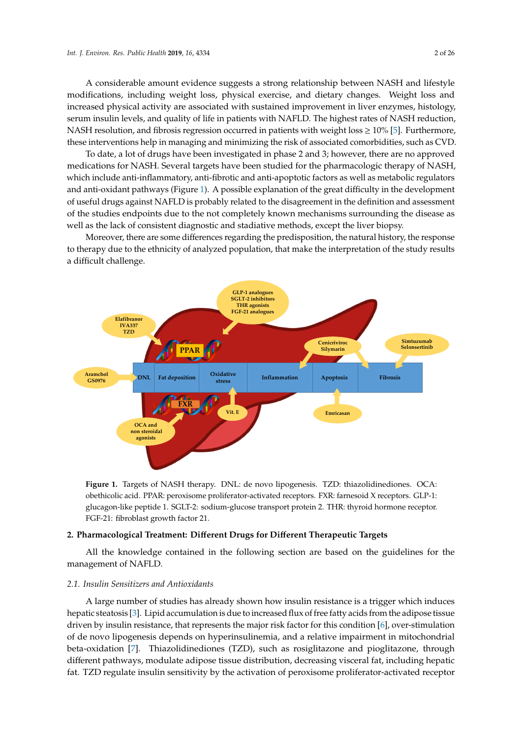A considerable amount evidence suggests a strong relationship between NASH and lifestyle modifications, including weight loss, physical exercise, and dietary changes. Weight loss and increased physical activity are associated with sustained improvement in liver enzymes, histology, serum insulin levels, and quality of life in patients with NAFLD. The highest rates of NASH reduction, NASH resolution, and fibrosis regression occurred in patients with weight loss ≥ 10% [5]. Furthermore, these interventions help in managing and minimizing the risk of associated comorbidities, such as CVD.

To date, a lot of drugs have been investigated in phase 2 and 3; however, there are no approved medications for NASH. Several targets have been studied for the pharmacologic therapy of NASH, which include anti-inflammatory, anti-fibrotic and anti-apoptotic factors as well as metabolic regulators and anti-oxidant pathways (Figure 1). A possible explanation of the great difficulty in the development of useful drugs against NAFLD is probably related to the disagreement in the definition and assessment of the studies endpoints due to the not completely known mechanisms surrounding the disease as well as the lack of consistent diagnostic and stadiative methods, except the liver biopsy.

Moreover, there are some differences regarding the predisposition, the natural history, the response to therapy due to the ethnicity of analyzed population, that make the interpretation of the study results a difficult challenge.

**Figure 1.** Targets of NASH therapy. DNL: de novo lipogenesis. TZD: thiazolidinediones. OCA: obethicolic acid. PPAR: peroxisome proliferator-activated receptors. FXR: farnesoid X receptors. GLP-1: glucagon-like peptide 1. SGLT-2: sodium-glucose transport protein 2. THR: thyroid hormone receptor. FGF-21: fibroblast growth factor 21.

## 2. Pharmacological Treatment: Different Drugs for Different Therapeutic Targets

All the knowledge contained in the following section are based on the guidelines for the management of NAFLD.

### 2.1. Insulin Sensitizers and Antioxidants

A large number of studies has already shown how insulin resistance is a trigger which induces hepatic steatosis [3]. Lipid accumulation is due to increased flux of free fatty acids from the adipose tissue driven by insulin resistance, that represents the major risk factor for this condition [6], over-stimulation of de novo lipogenesis depends on hyperinsulinemia, and a relative impairment in mitochondrial beta-oxidation [7]. Thiazolidinediones (TZD), such as rosiglitazone and pioglitazone, through different pathways, modulate adipose tissue distribution, decreasing visceral fat, including hepatic fat. TZD regulate insulin sensitivity by the activation of peroxisome proliferator-activated receptor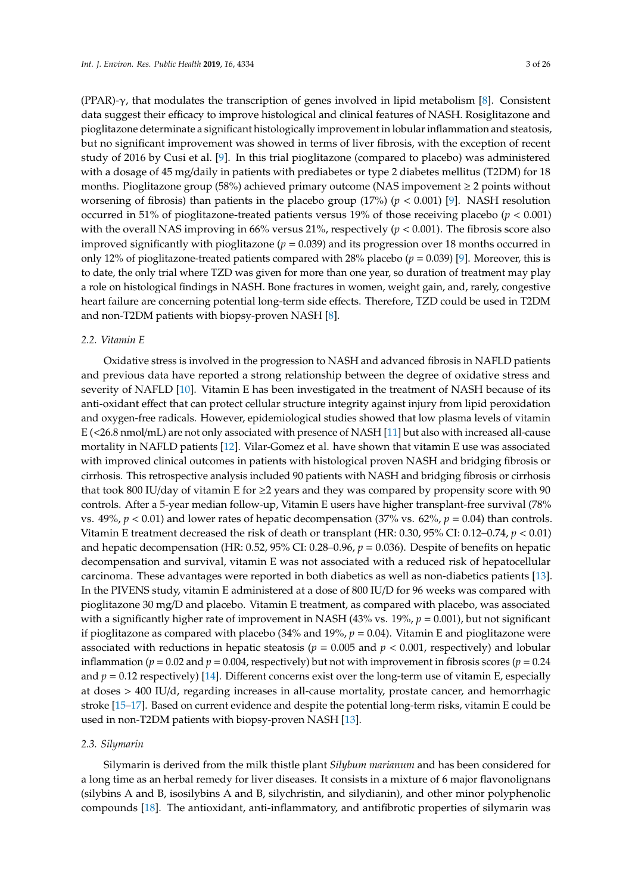(PPAR)-$\gamma$, that modulates the transcription of genes involved in lipid metabolism [8]. Consistent data suggest their efficacy to improve histological and clinical features of NASH. Rosiglitazone and pioglitazone determinate a significant histologically improvement in lobular inflammation and steatosis, but no significant improvement was showed in terms of liver fibrosis, with the exception of recent study of 2016 by Cusi et al. [9]. In this trial pioglitazone (compared to placebo) was administered with a dosage of 45 mg/daily in patients with prediabetes or type 2 diabetes mellitus (T2DM) for 18 months. Pioglitazone group (58%) achieved primary outcome (NAS impovement $\geq$ 2 points without worsening of fibrosis) than patients in the placebo group (17%) ($p < 0.001$) [9]. NASH resolution occurred in 51% of pioglitazone-treated patients versus 19% of those receiving placebo ($p < 0.001$) with the overall NAS improving in 66% versus 21%, respectively ($p < 0.001$). The fibrosis score also improved significantly with pioglitazone ($p = 0.039$) and its progression over 18 months occurred in only 12% of pioglitazone-treated patients compared with 28% placebo ($p = 0.039$) [9]. Moreover, this is to date, the only trial where TZD was given for more than one year, so duration of treatment may play a role on histological findings in NASH. Bone fractures in women, weight gain, and, rarely, congestive heart failure are concerning potential long-term side effects. Therefore, TZD could be used in T2DM and non-T2DM patients with biopsy-proven NASH [8].

### 2.2. Vitamin E

Oxidative stress is involved in the progression to NASH and advanced fibrosis in NAFLD patients and previous data have reported a strong relationship between the degree of oxidative stress and severity of NAFLD [10]. Vitamin E has been investigated in the treatment of NASH because of its anti-oxidant effect that can protect cellular structure integrity against injury from lipid peroxidation and oxygen-free radicals. However, epidemiological studies showed that low plasma levels of vitamin E (<26.8 nmol/mL) are not only associated with presence of NASH [11] but also with increased all-cause mortality in NAFLD patients [12]. Vilar-Gomez et al. have shown that vitamin E use was associated with improved clinical outcomes in patients with histological proven NASH and bridging fibrosis or cirrhosis. This retrospective analysis included 90 patients with NASH and bridging fibrosis or cirrhosis that took 800 IU/day of vitamin E for $\geq$2 years and they was compared by propensity score with 90 controls. After a 5-year median follow-up, Vitamin E users have higher transplant-free survival (78% vs. 49%, $p < 0.01$) and lower rates of hepatic decompensation (37% vs. 62%, $p = 0.04$) than controls. Vitamin E treatment decreased the risk of death or transplant (HR: 0.30, 95% CI: 0.12–0.74, $p < 0.01$) and hepatic decompensation (HR: 0.52, 95% CI: 0.28–0.96, $p = 0.036$). Despite of benefits on hepatic decompensation and survival, vitamin E was not associated with a reduced risk of hepatocellular carcinoma. These advantages were reported in both diabetics as well as non-diabetics patients [13]. In the PIVENS study, vitamin E administered at a dose of 800 IU/D for 96 weeks was compared with pioglitazone 30 mg/D and placebo. Vitamin E treatment, as compared with placebo, was associated with a significantly higher rate of improvement in NASH (43% vs. 19%, $p = 0.001$), but not significant if pioglitazone as compared with placebo (34% and 19%, $p = 0.04$). Vitamin E and pioglitazone were associated with reductions in hepatic steatosis ($p = 0.005$ and $p < 0.001$, respectively) and lobular inflammation ($p = 0.02$ and $p = 0.004$, respectively) but not with improvement in fibrosis scores ($p = 0.24$ and $p = 0.12$ respectively) [14]. Different concerns exist over the long-term use of vitamin E, especially at doses > 400 IU/d, regarding increases in all-cause mortality, prostate cancer, and hemorrhagic stroke [15–17]. Based on current evidence and despite the potential long-term risks, vitamin E could be used in non-T2DM patients with biopsy-proven NASH [13].

### 2.3. Silymarin

Silymarin is derived from the milk thistle plant *Silybum marianum* and has been considered for a long time as an herbal remedy for liver diseases. It consists in a mixture of 6 major flavonolignans (silybins A and B, isosilybins A and B, silychristin, and silydianin), and other minor polyphenolic compounds [18]. The antioxidant, anti-inflammatory, and antifibrotic properties of silymarin was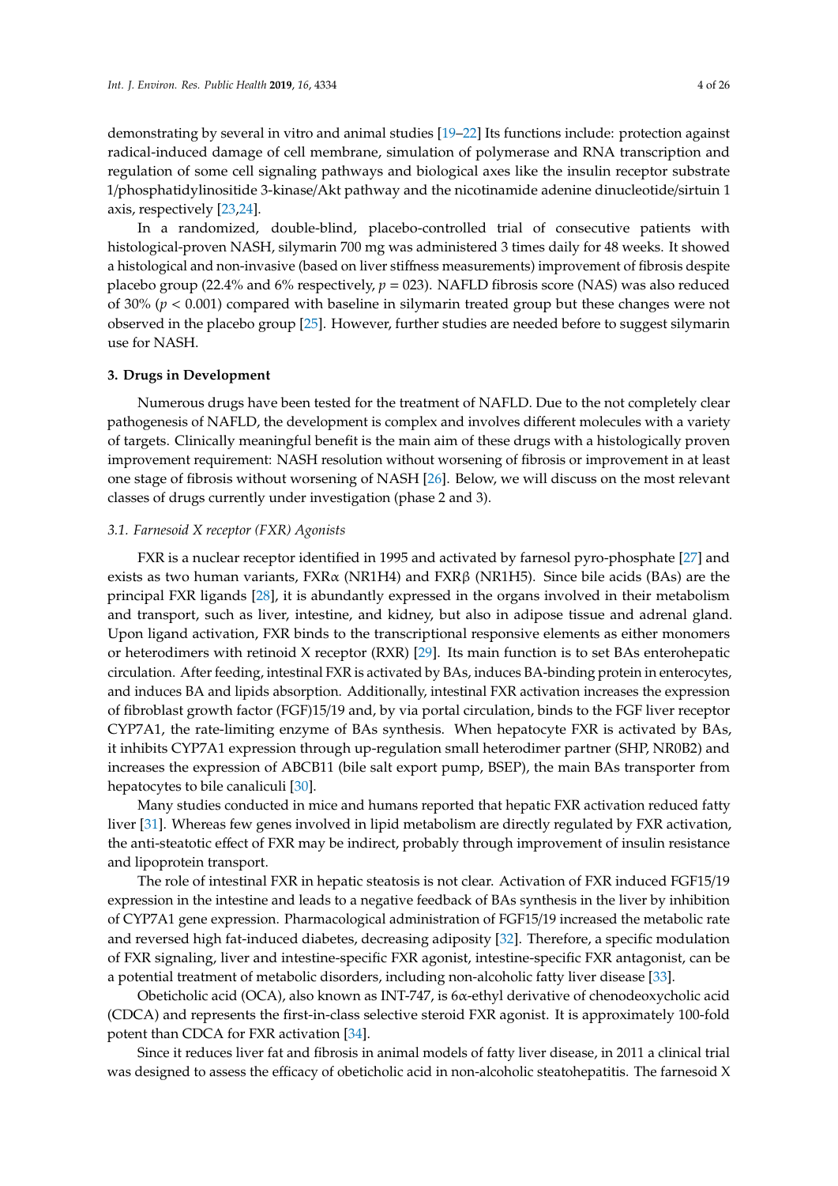demonstrating by several in vitro and animal studies [19–22] Its functions include: protection against radical-induced damage of cell membrane, simulation of polymerase and RNA transcription and regulation of some cell signaling pathways and biological axes like the insulin receptor substrate 1/phosphatidylinositide 3-kinase/Akt pathway and the nicotinamide adenine dinucleotide/sirtuin 1 axis, respectively [23,24].

In a randomized, double-blind, placebo-controlled trial of consecutive patients with histological-proven NASH, silymarin 700 mg was administered 3 times daily for 48 weeks. It showed a histological and non-invasive (based on liver stiffness measurements) improvement of fibrosis despite placebo group (22.4% and 6% respectively, $p = 023$). NAFLD fibrosis score (NAS) was also reduced of 30% ($p < 0.001$) compared with baseline in silymarin treated group but these changes were not observed in the placebo group [25]. However, further studies are needed before to suggest silymarin use for NASH.

## 3. Drugs in Development

Numerous drugs have been tested for the treatment of NAFLD. Due to the not completely clear pathogenesis of NAFLD, the development is complex and involves different molecules with a variety of targets. Clinically meaningful benefit is the main aim of these drugs with a histologically proven improvement requirement: NASH resolution without worsening of fibrosis or improvement in at least one stage of fibrosis without worsening of NASH [26]. Below, we will discuss on the most relevant classes of drugs currently under investigation (phase 2 and 3).

### 3.1. Farnesoid X receptor (FXR) Agonists

FXR is a nuclear receptor identified in 1995 and activated by farnesol pyro-phosphate [27] and exists as two human variants, FXRα (NR1H4) and FXRβ (NR1H5). Since bile acids (BAs) are the principal FXR ligands [28], it is abundantly expressed in the organs involved in their metabolism and transport, such as liver, intestine, and kidney, but also in adipose tissue and adrenal gland. Upon ligand activation, FXR binds to the transcriptional responsive elements as either monomers or heterodimers with retinoid X receptor (RXR) [29]. Its main function is to set BAs enterohepatic circulation. After feeding, intestinal FXR is activated by BAs, induces BA-binding protein in enterocytes, and induces BA and lipids absorption. Additionally, intestinal FXR activation increases the expression of fibroblast growth factor (FGF)15/19 and, by via portal circulation, binds to the FGF liver receptor CYP7A1, the rate-limiting enzyme of BAs synthesis. When hepatocyte FXR is activated by BAs, it inhibits CYP7A1 expression through up-regulation small heterodimer partner (SHP, NR0B2) and increases the expression of ABCB11 (bile salt export pump, BSEP), the main BAs transporter from hepatocytes to bile canaliculi [30].

Many studies conducted in mice and humans reported that hepatic FXR activation reduced fatty liver [31]. Whereas few genes involved in lipid metabolism are directly regulated by FXR activation, the anti-steatotic effect of FXR may be indirect, probably through improvement of insulin resistance and lipoprotein transport.

The role of intestinal FXR in hepatic steatosis is not clear. Activation of FXR induced FGF15/19 expression in the intestine and leads to a negative feedback of BAs synthesis in the liver by inhibition of CYP7A1 gene expression. Pharmacological administration of FGF15/19 increased the metabolic rate and reversed high fat-induced diabetes, decreasing adiposity [32]. Therefore, a specific modulation of FXR signaling, liver and intestine-specific FXR agonist, intestine-specific FXR antagonist, can be a potential treatment of metabolic disorders, including non-alcoholic fatty liver disease [33].

Obeticholic acid (OCA), also known as INT-747, is 6α-ethyl derivative of chenodeoxycholic acid (CDCA) and represents the first-in-class selective steroid FXR agonist. It is approximately 100-fold potent than CDCA for FXR activation [34].

Since it reduces liver fat and fibrosis in animal models of fatty liver disease, in 2011 a clinical trial was designed to assess the efficacy of obeticholic acid in non-alcoholic steatohepatitis. The farnesoid X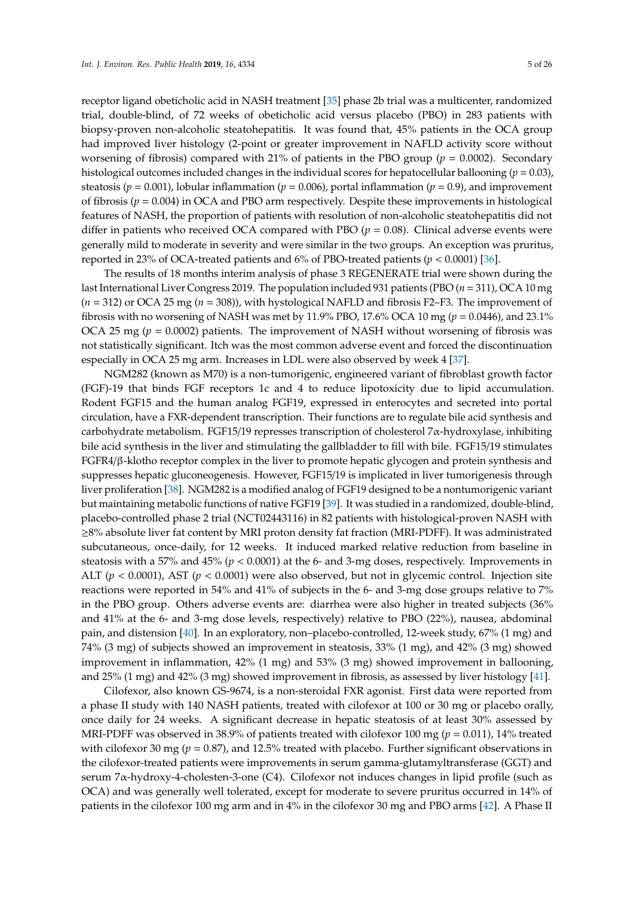receptor ligand obeticholic acid in NASH treatment [35] phase 2b trial was a multicenter, randomized trial, double-blind, of 72 weeks of obeticholic acid versus placebo (PBO) in 283 patients with biopsy-proven non-alcoholic steatohepatitis. It was found that, 45% patients in the OCA group had improved liver histology (2-point or greater improvement in NAFLD activity score without worsening of fibrosis) compared with 21% of patients in the PBO group ($p = 0.0002$). Secondary histological outcomes included changes in the individual scores for hepatocellular ballooning ($p = 0.03$), steatosis ($p = 0.001$), lobular inflammation ($p = 0.006$), portal inflammation ($p = 0.9$), and improvement of fibrosis ($p = 0.004$) in OCA and PBO arm respectively. Despite these improvements in histological features of NASH, the proportion of patients with resolution of non-alcoholic steatohepatitis did not differ in patients who received OCA compared with PBO ($p = 0.08$). Clinical adverse events were generally mild to moderate in severity and were similar in the two groups. An exception was pruritus, reported in 23% of OCA-treated patients and 6% of PBO-treated patients ($p < 0.0001$) [36].

The results of 18 months interim analysis of phase 3 REGENERATE trial were shown during the last International Liver Congress 2019. The population included 931 patients (PBO ($n = 311$), OCA 10 mg ($n = 312$) or OCA 25 mg ($n = 308$)), with hystological NAFLD and fibrosis F2–F3. The improvement of fibrosis with no worsening of NASH was met by 11.9% PBO, 17.6% OCA 10 mg ($p = 0.0446$), and 23.1% OCA 25 mg ($p = 0.0002$) patients. The improvement of NASH without worsening of fibrosis was not statistically significant. Itch was the most common adverse event and forced the discontinuation especially in OCA 25 mg arm. Increases in LDL were also observed by week 4 [37].

NGM282 (known as M70) is a non-tumorigenic, engineered variant of fibroblast growth factor (FGF)-19 that binds FGF receptors 1c and 4 to reduce lipotoxicity due to lipid accumulation. Rodent FGF15 and the human analog FGF19, expressed in enterocytes and secreted into portal circulation, have a FXR-dependent transcription. Their functions are to regulate bile acid synthesis and carbohydrate metabolism. FGF15/19 represses transcription of cholesterol 7α-hydroxylase, inhibiting bile acid synthesis in the liver and stimulating the gallbladder to fill with bile. FGF15/19 stimulates FGFR4/β-klotho receptor complex in the liver to promote hepatic glycogen and protein synthesis and suppresses hepatic gluconeogenesis. However, FGF15/19 is implicated in liver tumorigenesis through liver proliferation [38]. NGM282 is a modified analog of FGF19 designed to be a nontumorigenic variant but maintaining metabolic functions of native FGF19 [39]. It was studied in a randomized, double-blind, placebo-controlled phase 2 trial (NCT02443116) in 82 patients with histological-proven NASH with ≥8% absolute liver fat content by MRI proton density fat fraction (MRI-PDFF). It was administrated subcutaneous, once-daily, for 12 weeks. It induced marked relative reduction from baseline in steatosis with a 57% and 45% ($p < 0.0001$) at the 6- and 3-mg doses, respectively. Improvements in ALT ($p < 0.0001$), AST ($p < 0.0001$) were also observed, but not in glycemic control. Injection site reactions were reported in 54% and 41% of subjects in the 6- and 3-mg dose groups relative to 7% in the PBO group. Others adverse events are: diarrhea were also higher in treated subjects (36% and 41% at the 6- and 3-mg dose levels, respectively) relative to PBO (22%), nausea, abdominal pain, and distension [40]. In an exploratory, non–placebo-controlled, 12-week study, 67% (1 mg) and 74% (3 mg) of subjects showed an improvement in steatosis, 33% (1 mg), and 42% (3 mg) showed improvement in inflammation, 42% (1 mg) and 53% (3 mg) showed improvement in ballooning, and 25% (1 mg) and 42% (3 mg) showed improvement in fibrosis, as assessed by liver histology [41].

Cilofexor, also known GS-9674, is a non-steroidal FXR agonist. First data were reported from a phase II study with 140 NASH patients, treated with cilofexor at 100 or 30 mg or placebo orally, once daily for 24 weeks. A significant decrease in hepatic steatosis of at least 30% assessed by MRI-PDFF was observed in 38.9% of patients treated with cilofexor 100 mg ($p = 0.011$), 14% treated with cilofexor 30 mg ($p = 0.87$), and 12.5% treated with placebo. Further significant observations in the cilofexor-treated patients were improvements in serum gamma-glutamyltransferase (GGT) and serum 7α-hydroxy-4-cholesten-3-one (C4). Cilofexor not induces changes in lipid profile (such as OCA) and was generally well tolerated, except for moderate to severe pruritus occurred in 14% of patients in the cilofexor 100 mg arm and in 4% in the cilofexor 30 mg and PBO arms [42]. A Phase II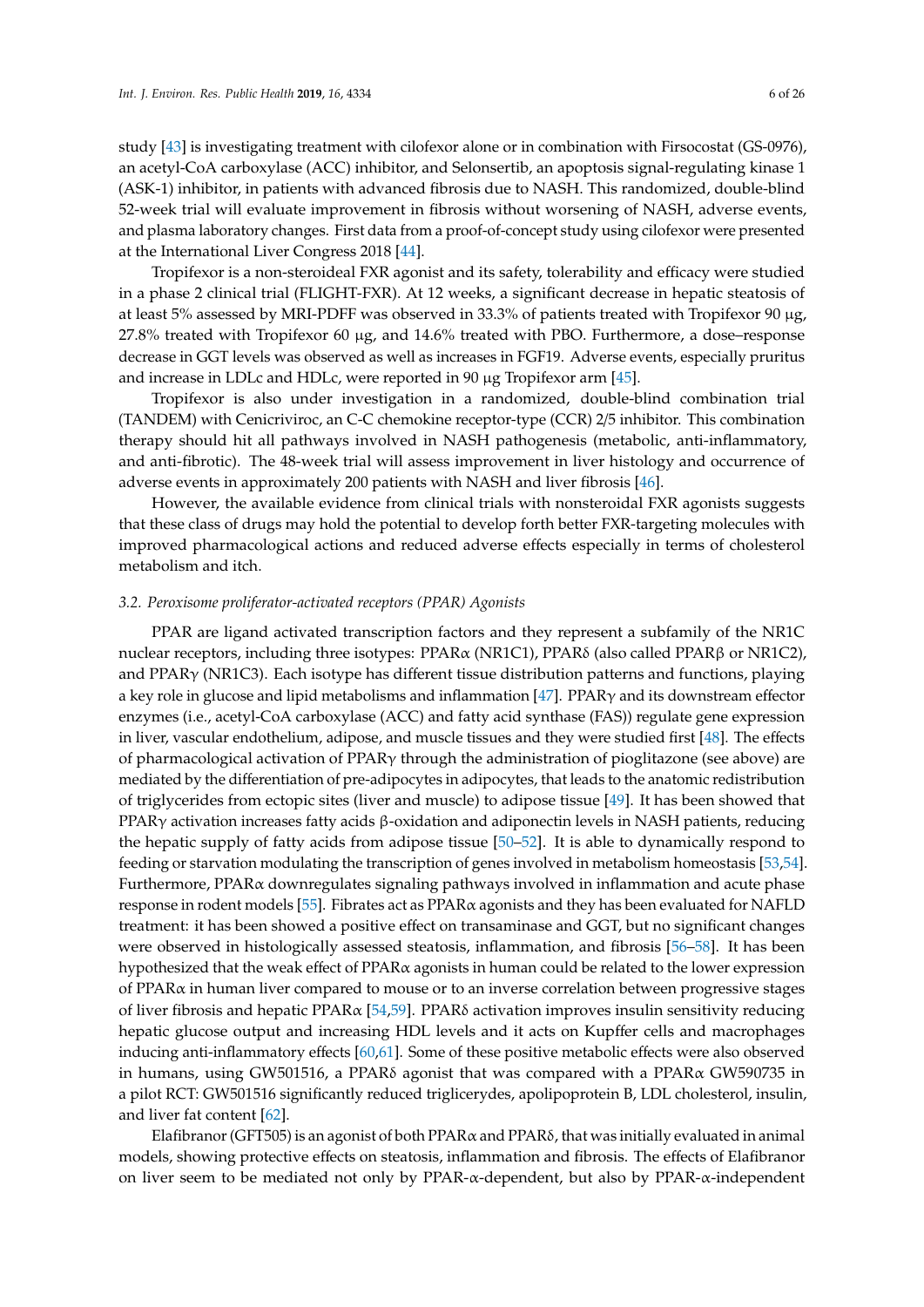study [43] is investigating treatment with cilofexor alone or in combination with Firsocostat (GS-0976), an acetyl-CoA carboxylase (ACC) inhibitor, and Selonsertib, an apoptosis signal-regulating kinase 1 (ASK-1) inhibitor, in patients with advanced fibrosis due to NASH. This randomized, double-blind 52-week trial will evaluate improvement in fibrosis without worsening of NASH, adverse events, and plasma laboratory changes. First data from a proof-of-concept study using cilofexor were presented at the International Liver Congress 2018 [44].

Tropifexor is a non-steroideal FXR agonist and its safety, tolerability and efficacy were studied in a phase 2 clinical trial (FLIGHT-FXR). At 12 weeks, a significant decrease in hepatic steatosis of at least 5% assessed by MRI-PDFF was observed in 33.3% of patients treated with Tropifexor 90 µg, 27.8% treated with Tropifexor 60 µg, and 14.6% treated with PBO. Furthermore, a dose–response decrease in GGT levels was observed as well as increases in FGF19. Adverse events, especially pruritus and increase in LDLc and HDLc, were reported in 90 µg Tropifexor arm [45].

Tropifexor is also under investigation in a randomized, double-blind combination trial (TANDEM) with Cenicriviroc, an C-C chemokine receptor-type (CCR) 2/5 inhibitor. This combination therapy should hit all pathways involved in NASH pathogenesis (metabolic, anti-inflammatory, and anti-fibrotic). The 48-week trial will assess improvement in liver histology and occurrence of adverse events in approximately 200 patients with NASH and liver fibrosis [46].

However, the available evidence from clinical trials with nonsteroidal FXR agonists suggests that these class of drugs may hold the potential to develop forth better FXR-targeting molecules with improved pharmacological actions and reduced adverse effects especially in terms of cholesterol metabolism and itch.

### *3.2. Peroxisome proliferator-activated receptors (PPAR) Agonists*

PPAR are ligand activated transcription factors and they represent a subfamily of the NR1C nuclear receptors, including three isotypes: PPARα (NR1C1), PPARδ (also called PPARβ or NR1C2), and PPARγ (NR1C3). Each isotype has different tissue distribution patterns and functions, playing a key role in glucose and lipid metabolisms and inflammation [47]. PPARγ and its downstream effector enzymes (i.e., acetyl-CoA carboxylase (ACC) and fatty acid synthase (FAS)) regulate gene expression in liver, vascular endothelium, adipose, and muscle tissues and they were studied first [48]. The effects of pharmacological activation of PPARγ through the administration of pioglitazone (see above) are mediated by the differentiation of pre-adipocytes in adipocytes, that leads to the anatomic redistribution of triglycerides from ectopic sites (liver and muscle) to adipose tissue [49]. It has been showed that PPARγ activation increases fatty acids β-oxidation and adiponectin levels in NASH patients, reducing the hepatic supply of fatty acids from adipose tissue [50–52]. It is able to dynamically respond to feeding or starvation modulating the transcription of genes involved in metabolism homeostasis [53,54]. Furthermore, PPARα downregulates signaling pathways involved in inflammation and acute phase response in rodent models [55]. Fibrates act as PPARα agonists and they has been evaluated for NAFLD treatment: it has been showed a positive effect on transaminase and GGT, but no significant changes were observed in histologically assessed steatosis, inflammation, and fibrosis [56–58]. It has been hypothesized that the weak effect of PPARα agonists in human could be related to the lower expression of PPARα in human liver compared to mouse or to an inverse correlation between progressive stages of liver fibrosis and hepatic PPARα [54,59]. PPARδ activation improves insulin sensitivity reducing hepatic glucose output and increasing HDL levels and it acts on Kupffer cells and macrophages inducing anti-inflammatory effects [60,61]. Some of these positive metabolic effects were also observed in humans, using GW501516, a PPARδ agonist that was compared with a PPARα GW590735 in a pilot RCT: GW501516 significantly reduced triglicerydes, apolipoprotein B, LDL cholesterol, insulin, and liver fat content [62].

Elafibranor (GFT505) is an agonist of both PPARα and PPARδ, that was initially evaluated in animal models, showing protective effects on steatosis, inflammation and fibrosis. The effects of Elafibranor on liver seem to be mediated not only by PPAR-α-dependent, but also by PPAR-α-independent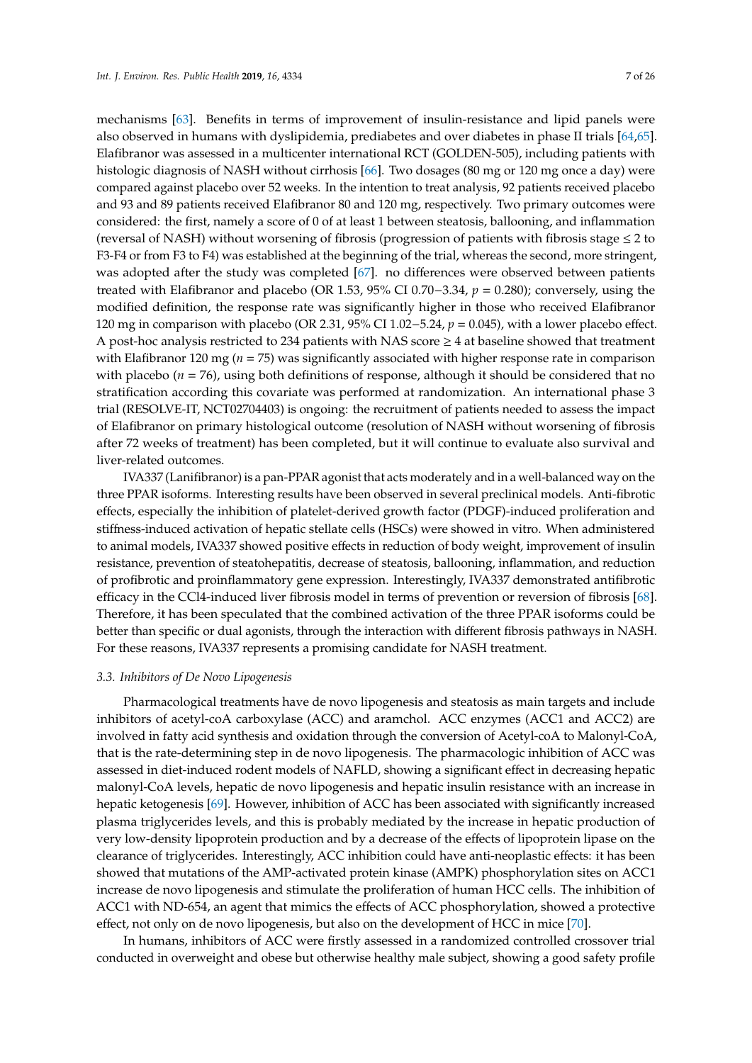mechanisms [63]. Benefits in terms of improvement of insulin-resistance and lipid panels were also observed in humans with dyslipidemia, prediabetes and over diabetes in phase II trials [64,65]. Elafibranor was assessed in a multicenter international RCT (GOLDEN-505), including patients with histologic diagnosis of NASH without cirrhosis [66]. Two dosages (80 mg or 120 mg once a day) were compared against placebo over 52 weeks. In the intention to treat analysis, 92 patients received placebo and 93 and 89 patients received Elafibranor 80 and 120 mg, respectively. Two primary outcomes were considered: the first, namely a score of 0 of at least 1 between steatosis, ballooning, and inflammation (reversal of NASH) without worsening of fibrosis (progression of patients with fibrosis stage ≤ 2 to F3-F4 or from F3 to F4) was established at the beginning of the trial, whereas the second, more stringent, was adopted after the study was completed [67]. no differences were observed between patients treated with Elafibranor and placebo (OR 1.53, 95% CI 0.70−3.34, $p = 0.280$); conversely, using the modified definition, the response rate was significantly higher in those who received Elafibranor 120 mg in comparison with placebo (OR 2.31, 95% CI 1.02−5.24, $p = 0.045$), with a lower placebo effect. A post-hoc analysis restricted to 234 patients with NAS score ≥ 4 at baseline showed that treatment with Elafibranor 120 mg ($n = 75$) was significantly associated with higher response rate in comparison with placebo ($n = 76$), using both definitions of response, although it should be considered that no stratification according this covariate was performed at randomization. An international phase 3 trial (RESOLVE-IT, NCT02704403) is ongoing: the recruitment of patients needed to assess the impact of Elafibranor on primary histological outcome (resolution of NASH without worsening of fibrosis after 72 weeks of treatment) has been completed, but it will continue to evaluate also survival and liver-related outcomes.

IVA337 (Lanifibranor) is a pan-PPAR agonist that acts moderately and in a well-balanced way on the three PPAR isoforms. Interesting results have been observed in several preclinical models. Anti-fibrotic effects, especially the inhibition of platelet-derived growth factor (PDGF)-induced proliferation and stiffness-induced activation of hepatic stellate cells (HSCs) were showed in vitro. When administered to animal models, IVA337 showed positive effects in reduction of body weight, improvement of insulin resistance, prevention of steatohepatitis, decrease of steatosis, ballooning, inflammation, and reduction of profibrotic and proinflammatory gene expression. Interestingly, IVA337 demonstrated antifibrotic efficacy in the CCl4-induced liver fibrosis model in terms of prevention or reversion of fibrosis [68]. Therefore, it has been speculated that the combined activation of the three PPAR isoforms could be better than specific or dual agonists, through the interaction with different fibrosis pathways in NASH. For these reasons, IVA337 represents a promising candidate for NASH treatment.

### *3.3. Inhibitors of De Novo Lipogenesis*

Pharmacological treatments have de novo lipogenesis and steatosis as main targets and include inhibitors of acetyl-coA carboxylase (ACC) and aramchol. ACC enzymes (ACC1 and ACC2) are involved in fatty acid synthesis and oxidation through the conversion of Acetyl-coA to Malonyl-CoA, that is the rate-determining step in de novo lipogenesis. The pharmacologic inhibition of ACC was assessed in diet-induced rodent models of NAFLD, showing a significant effect in decreasing hepatic malonyl-CoA levels, hepatic de novo lipogenesis and hepatic insulin resistance with an increase in hepatic ketogenesis [69]. However, inhibition of ACC has been associated with significantly increased plasma triglycerides levels, and this is probably mediated by the increase in hepatic production of very low-density lipoprotein production and by a decrease of the effects of lipoprotein lipase on the clearance of triglycerides. Interestingly, ACC inhibition could have anti-neoplastic effects: it has been showed that mutations of the AMP-activated protein kinase (AMPK) phosphorylation sites on ACC1 increase de novo lipogenesis and stimulate the proliferation of human HCC cells. The inhibition of ACC1 with ND-654, an agent that mimics the effects of ACC phosphorylation, showed a protective effect, not only on de novo lipogenesis, but also on the development of HCC in mice [70].

In humans, inhibitors of ACC were firstly assessed in a randomized controlled crossover trial conducted in overweight and obese but otherwise healthy male subject, showing a good safety profile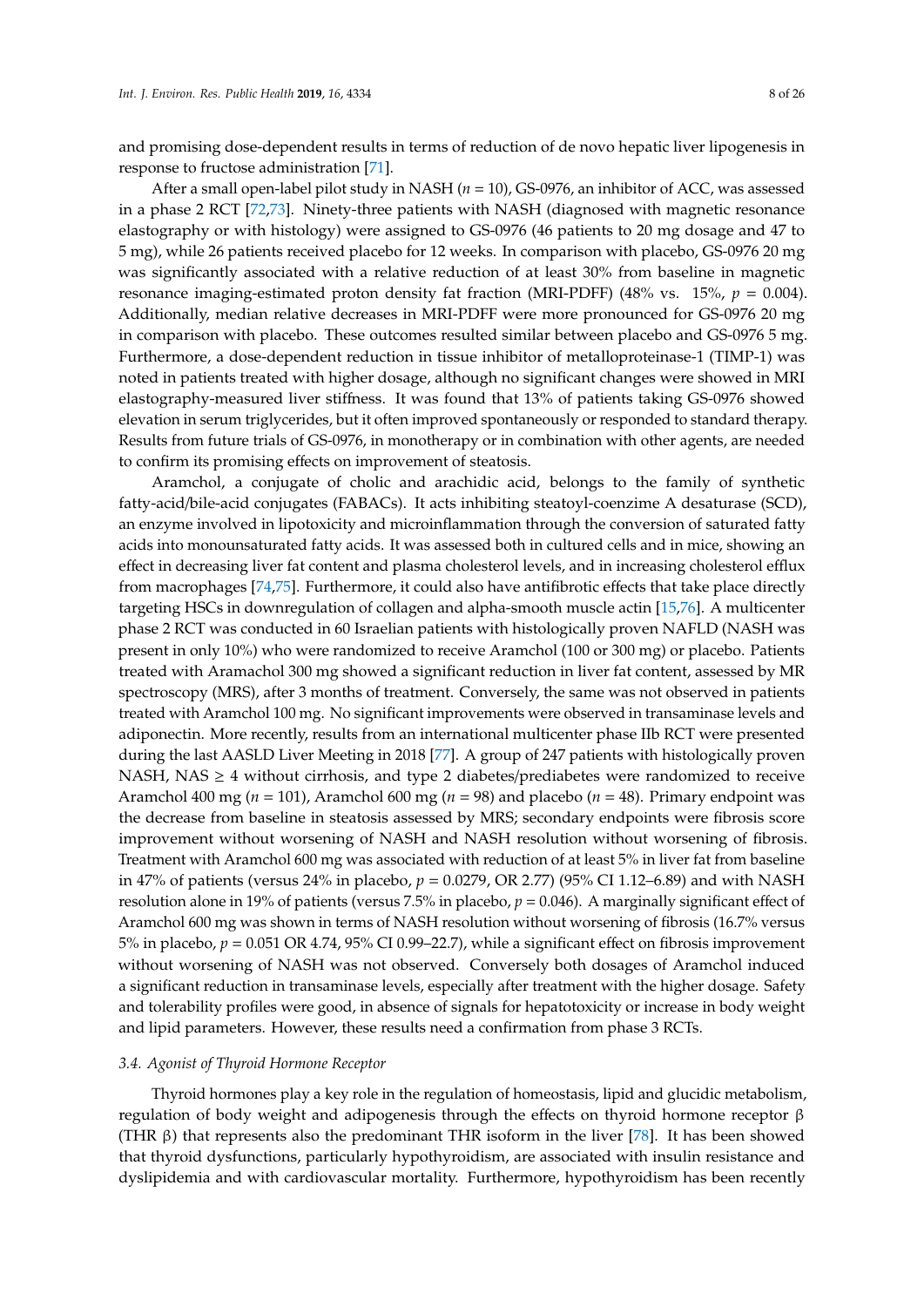and promising dose-dependent results in terms of reduction of de novo hepatic liver lipogenesis in response to fructose administration [71].

After a small open-label pilot study in NASH ($n$ = 10), GS-0976, an inhibitor of ACC, was assessed in a phase 2 RCT [72,73]. Ninety-three patients with NASH (diagnosed with magnetic resonance elastography or with histology) were assigned to GS-0976 (46 patients to 20 mg dosage and 47 to 5 mg), while 26 patients received placebo for 12 weeks. In comparison with placebo, GS-0976 20 mg was significantly associated with a relative reduction of at least 30% from baseline in magnetic resonance imaging-estimated proton density fat fraction (MRI-PDFF) (48% vs. 15%, $p$ = 0.004). Additionally, median relative decreases in MRI-PDFF were more pronounced for GS-0976 20 mg in comparison with placebo. These outcomes resulted similar between placebo and GS-0976 5 mg. Furthermore, a dose-dependent reduction in tissue inhibitor of metalloproteinase-1 (TIMP-1) was noted in patients treated with higher dosage, although no significant changes were showed in MRI elastography-measured liver stiffness. It was found that 13% of patients taking GS-0976 showed elevation in serum triglycerides, but it often improved spontaneously or responded to standard therapy. Results from future trials of GS-0976, in monotherapy or in combination with other agents, are needed to confirm its promising effects on improvement of steatosis.

Aramchol, a conjugate of cholic and arachidic acid, belongs to the family of synthetic fatty-acid/bile-acid conjugates (FABACs). It acts inhibiting steatoyl-coenzime A desaturase (SCD), an enzyme involved in lipotoxicity and microinflammation through the conversion of saturated fatty acids into monounsaturated fatty acids. It was assessed both in cultured cells and in mice, showing an effect in decreasing liver fat content and plasma cholesterol levels, and in increasing cholesterol efflux from macrophages [74,75]. Furthermore, it could also have antifibrotic effects that take place directly targeting HSCs in downregulation of collagen and alpha-smooth muscle actin [15,76]. A multicenter phase 2 RCT was conducted in 60 Israelian patients with histologically proven NAFLD (NASH was present in only 10%) who were randomized to receive Aramchol (100 or 300 mg) or placebo. Patients treated with Aramachol 300 mg showed a significant reduction in liver fat content, assessed by MR spectroscopy (MRS), after 3 months of treatment. Conversely, the same was not observed in patients treated with Aramchol 100 mg. No significant improvements were observed in transaminase levels and adiponectin. More recently, results from an international multicenter phase IIb RCT were presented during the last AASLD Liver Meeting in 2018 [77]. A group of 247 patients with histologically proven NASH, NAS ≥ 4 without cirrhosis, and type 2 diabetes/prediabetes were randomized to receive Aramchol 400 mg ($n$ = 101), Aramchol 600 mg ($n$ = 98) and placebo ($n$ = 48). Primary endpoint was the decrease from baseline in steatosis assessed by MRS; secondary endpoints were fibrosis score improvement without worsening of NASH and NASH resolution without worsening of fibrosis. Treatment with Aramchol 600 mg was associated with reduction of at least 5% in liver fat from baseline in 47% of patients (versus 24% in placebo, $p$ = 0.0279, OR 2.77) (95% CI 1.12–6.89) and with NASH resolution alone in 19% of patients (versus 7.5% in placebo, $p$ = 0.046). A marginally significant effect of Aramchol 600 mg was shown in terms of NASH resolution without worsening of fibrosis (16.7% versus 5% in placebo, $p$ = 0.051 OR 4.74, 95% CI 0.99–22.7), while a significant effect on fibrosis improvement without worsening of NASH was not observed. Conversely both dosages of Aramchol induced a significant reduction in transaminase levels, especially after treatment with the higher dosage. Safety and tolerability profiles were good, in absence of signals for hepatotoxicity or increase in body weight and lipid parameters. However, these results need a confirmation from phase 3 RCTs.

### 3.4. Agonist of Thyroid Hormone Receptor

Thyroid hormones play a key role in the regulation of homeostasis, lipid and glucidic metabolism, regulation of body weight and adipogenesis through the effects on thyroid hormone receptor β (THR β) that represents also the predominant THR isoform in the liver [78]. It has been showed that thyroid dysfunctions, particularly hypothyroidism, are associated with insulin resistance and dyslipidemia and with cardiovascular mortality. Furthermore, hypothyroidism has been recently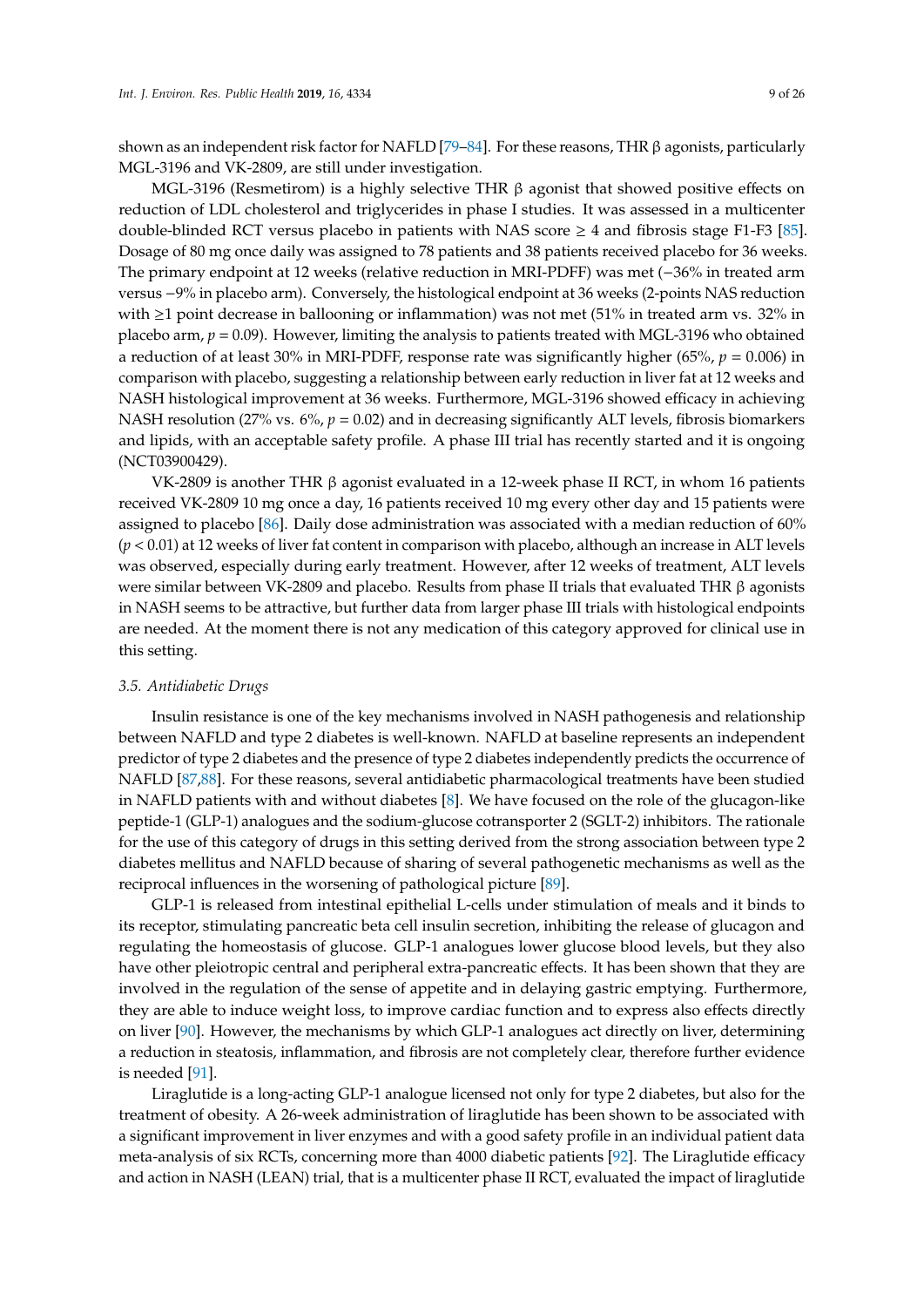shown as an independent risk factor for NAFLD [79–84]. For these reasons, THR β agonists, particularly MGL-3196 and VK-2809, are still under investigation.

MGL-3196 (Resmetirom) is a highly selective THR β agonist that showed positive effects on reduction of LDL cholesterol and triglycerides in phase I studies. It was assessed in a multicenter double-blinded RCT versus placebo in patients with NAS score ≥ 4 and fibrosis stage F1-F3 [85]. Dosage of 80 mg once daily was assigned to 78 patients and 38 patients received placebo for 36 weeks. The primary endpoint at 12 weeks (relative reduction in MRI-PDFF) was met (−36% in treated arm versus −9% in placebo arm). Conversely, the histological endpoint at 36 weeks (2-points NAS reduction with ≥1 point decrease in ballooning or inflammation) was not met (51% in treated arm vs. 32% in placebo arm, $p = 0.09$). However, limiting the analysis to patients treated with MGL-3196 who obtained a reduction of at least 30% in MRI-PDFF, response rate was significantly higher (65%, $p = 0.006$) in comparison with placebo, suggesting a relationship between early reduction in liver fat at 12 weeks and NASH histological improvement at 36 weeks. Furthermore, MGL-3196 showed efficacy in achieving NASH resolution (27% vs. 6%, $p = 0.02$) and in decreasing significantly ALT levels, fibrosis biomarkers and lipids, with an acceptable safety profile. A phase III trial has recently started and it is ongoing (NCT03900429).

VK-2809 is another THR β agonist evaluated in a 12-week phase II RCT, in whom 16 patients received VK-2809 10 mg once a day, 16 patients received 10 mg every other day and 15 patients were assigned to placebo [86]. Daily dose administration was associated with a median reduction of 60% ($p < 0.01$) at 12 weeks of liver fat content in comparison with placebo, although an increase in ALT levels was observed, especially during early treatment. However, after 12 weeks of treatment, ALT levels were similar between VK-2809 and placebo. Results from phase II trials that evaluated THR β agonists in NASH seems to be attractive, but further data from larger phase III trials with histological endpoints are needed. At the moment there is not any medication of this category approved for clinical use in this setting.

### *3.5. Antidiabetic Drugs*

Insulin resistance is one of the key mechanisms involved in NASH pathogenesis and relationship between NAFLD and type 2 diabetes is well-known. NAFLD at baseline represents an independent predictor of type 2 diabetes and the presence of type 2 diabetes independently predicts the occurrence of NAFLD [87,88]. For these reasons, several antidiabetic pharmacological treatments have been studied in NAFLD patients with and without diabetes [8]. We have focused on the role of the glucagon-like peptide-1 (GLP-1) analogues and the sodium-glucose cotransporter 2 (SGLT-2) inhibitors. The rationale for the use of this category of drugs in this setting derived from the strong association between type 2 diabetes mellitus and NAFLD because of sharing of several pathogenetic mechanisms as well as the reciprocal influences in the worsening of pathological picture [89].

GLP-1 is released from intestinal epithelial L-cells under stimulation of meals and it binds to its receptor, stimulating pancreatic beta cell insulin secretion, inhibiting the release of glucagon and regulating the homeostasis of glucose. GLP-1 analogues lower glucose blood levels, but they also have other pleiotropic central and peripheral extra-pancreatic effects. It has been shown that they are involved in the regulation of the sense of appetite and in delaying gastric emptying. Furthermore, they are able to induce weight loss, to improve cardiac function and to express also effects directly on liver [90]. However, the mechanisms by which GLP-1 analogues act directly on liver, determining a reduction in steatosis, inflammation, and fibrosis are not completely clear, therefore further evidence is needed [91].

Liraglutide is a long-acting GLP-1 analogue licensed not only for type 2 diabetes, but also for the treatment of obesity. A 26-week administration of liraglutide has been shown to be associated with a significant improvement in liver enzymes and with a good safety profile in an individual patient data meta-analysis of six RCTs, concerning more than 4000 diabetic patients [92]. The Liraglutide efficacy and action in NASH (LEAN) trial, that is a multicenter phase II RCT, evaluated the impact of liraglutide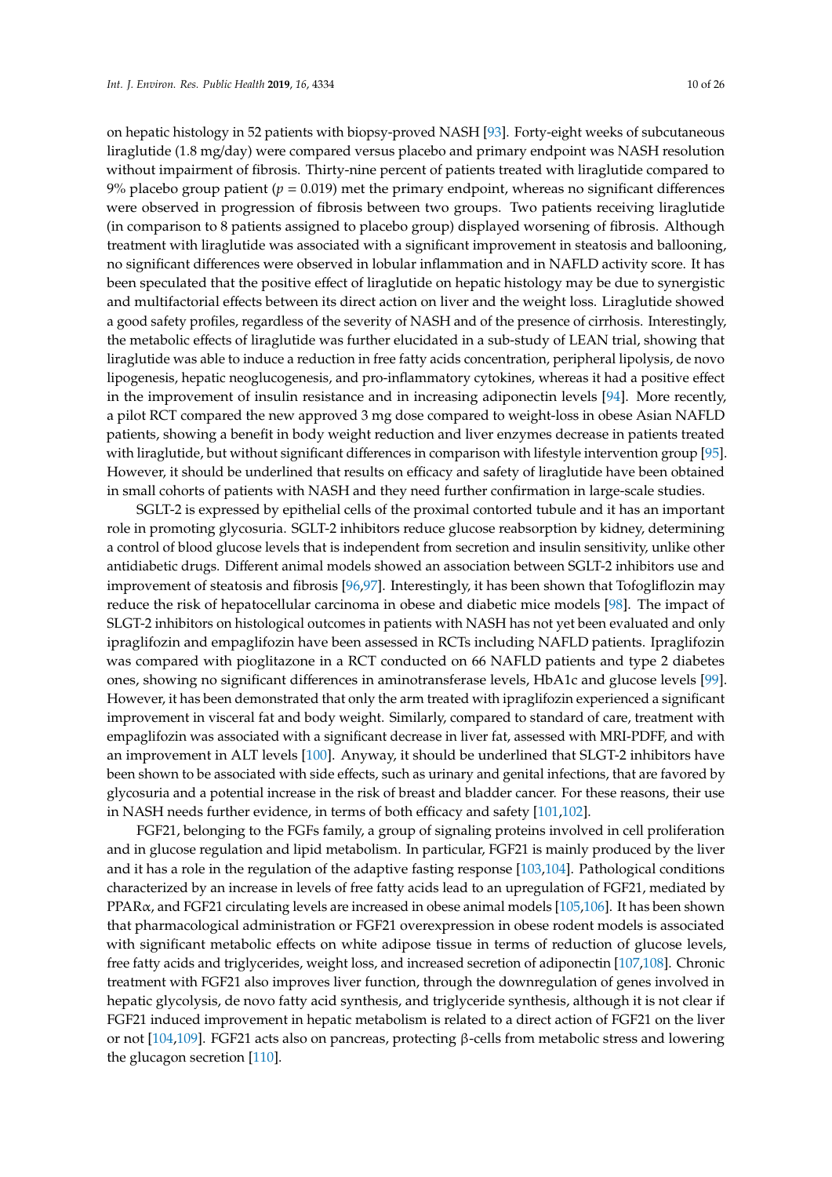on hepatic histology in 52 patients with biopsy-proved NASH [93]. Forty-eight weeks of subcutaneous liraglutide (1.8 mg/day) were compared versus placebo and primary endpoint was NASH resolution without impairment of fibrosis. Thirty-nine percent of patients treated with liraglutide compared to 9% placebo group patient ($p = 0.019$) met the primary endpoint, whereas no significant differences were observed in progression of fibrosis between two groups. Two patients receiving liraglutide (in comparison to 8 patients assigned to placebo group) displayed worsening of fibrosis. Although treatment with liraglutide was associated with a significant improvement in steatosis and ballooning, no significant differences were observed in lobular inflammation and in NAFLD activity score. It has been speculated that the positive effect of liraglutide on hepatic histology may be due to synergistic and multifactorial effects between its direct action on liver and the weight loss. Liraglutide showed a good safety profiles, regardless of the severity of NASH and of the presence of cirrhosis. Interestingly, the metabolic effects of liraglutide was further elucidated in a sub-study of LEAN trial, showing that liraglutide was able to induce a reduction in free fatty acids concentration, peripheral lipolysis, de novo lipogenesis, hepatic neoglucogenesis, and pro-inflammatory cytokines, whereas it had a positive effect in the improvement of insulin resistance and in increasing adiponectin levels [94]. More recently, a pilot RCT compared the new approved 3 mg dose compared to weight-loss in obese Asian NAFLD patients, showing a benefit in body weight reduction and liver enzymes decrease in patients treated with liraglutide, but without significant differences in comparison with lifestyle intervention group [95]. However, it should be underlined that results on efficacy and safety of liraglutide have been obtained in small cohorts of patients with NASH and they need further confirmation in large-scale studies.

SGLT-2 is expressed by epithelial cells of the proximal contorted tubule and it has an important role in promoting glycosuria. SGLT-2 inhibitors reduce glucose reabsorption by kidney, determining a control of blood glucose levels that is independent from secretion and insulin sensitivity, unlike other antidiabetic drugs. Different animal models showed an association between SGLT-2 inhibitors use and improvement of steatosis and fibrosis [96,97]. Interestingly, it has been shown that Tofogliflozin may reduce the risk of hepatocellular carcinoma in obese and diabetic mice models [98]. The impact of SLGT-2 inhibitors on histological outcomes in patients with NASH has not yet been evaluated and only ipragliflozin and empagliflozin have been assessed in RCTs including NAFLD patients. Ipragliflozin was compared with pioglitazone in a RCT conducted on 66 NAFLD patients and type 2 diabetes ones, showing no significant differences in aminotransferase levels, HbA1c and glucose levels [99]. However, it has been demonstrated that only the arm treated with ipragliflozin experienced a significant improvement in visceral fat and body weight. Similarly, compared to standard of care, treatment with empagliflozin was associated with a significant decrease in liver fat, assessed with MRI-PDFF, and with an improvement in ALT levels [100]. Anyway, it should be underlined that SLGT-2 inhibitors have been shown to be associated with side effects, such as urinary and genital infections, that are favored by glycosuria and a potential increase in the risk of breast and bladder cancer. For these reasons, their use in NASH needs further evidence, in terms of both efficacy and safety [101,102].

FGF21, belonging to the FGFs family, a group of signaling proteins involved in cell proliferation and in glucose regulation and lipid metabolism. In particular, FGF21 is mainly produced by the liver and it has a role in the regulation of the adaptive fasting response [103,104]. Pathological conditions characterized by an increase in levels of free fatty acids lead to an upregulation of FGF21, mediated by PPARα, and FGF21 circulating levels are increased in obese animal models [105,106]. It has been shown that pharmacological administration or FGF21 overexpression in obese rodent models is associated with significant metabolic effects on white adipose tissue in terms of reduction of glucose levels, free fatty acids and triglycerides, weight loss, and increased secretion of adiponectin [107,108]. Chronic treatment with FGF21 also improves liver function, through the downregulation of genes involved in hepatic glycolysis, de novo fatty acid synthesis, and triglyceride synthesis, although it is not clear if FGF21 induced improvement in hepatic metabolism is related to a direct action of FGF21 on the liver or not [104,109]. FGF21 acts also on pancreas, protecting β-cells from metabolic stress and lowering the glucagon secretion [110].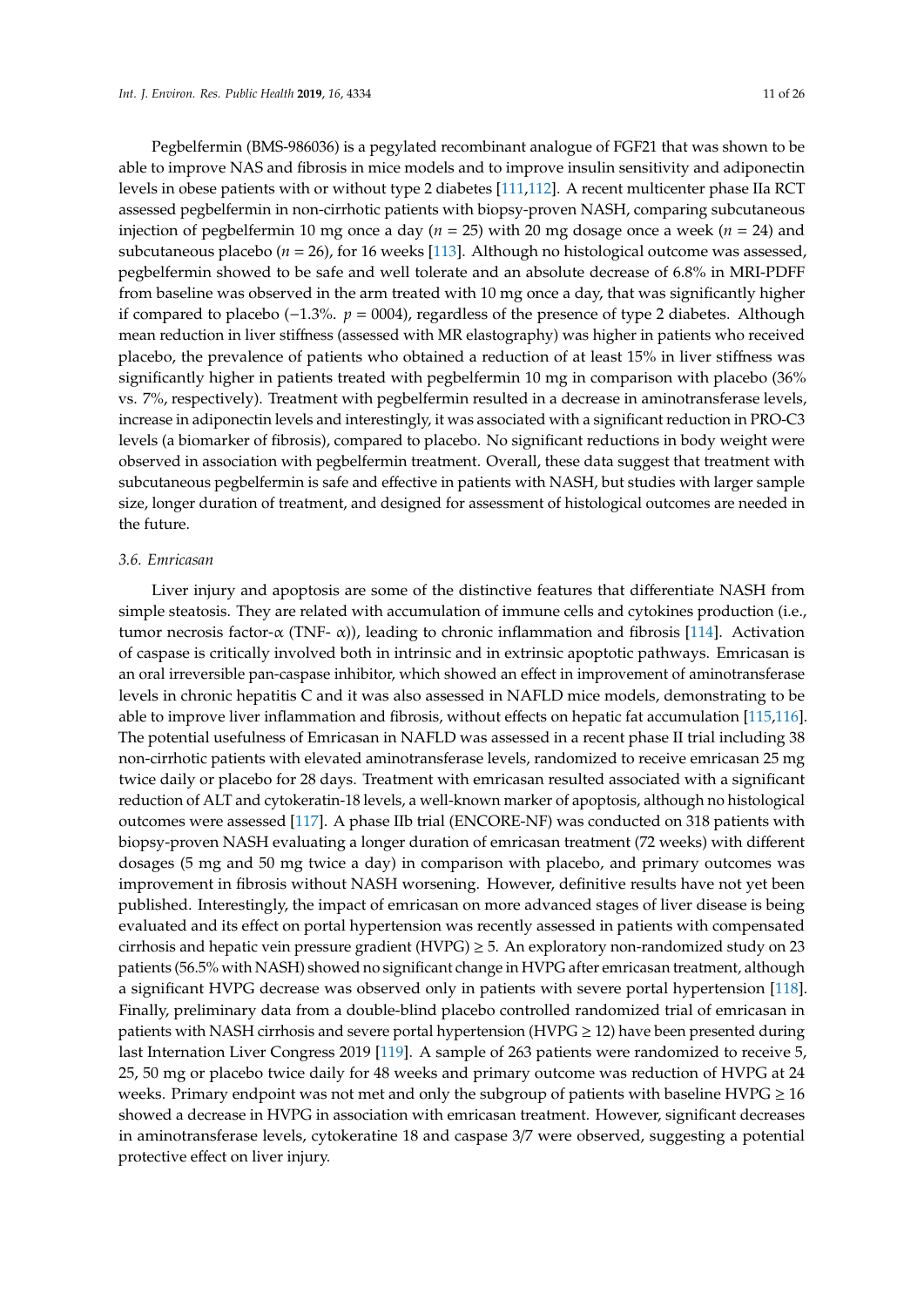Pegbelfermin (BMS-986036) is a pegylated recombinant analogue of FGF21 that was shown to be able to improve NAS and fibrosis in mice models and to improve insulin sensitivity and adiponectin levels in obese patients with or without type 2 diabetes [111,112]. A recent multicenter phase IIa RCT assessed pegbelfermin in non-cirrhotic patients with biopsy-proven NASH, comparing subcutaneous injection of pegbelfermin 10 mg once a day ($n$ = 25) with 20 mg dosage once a week ($n$ = 24) and subcutaneous placebo ($n$ = 26), for 16 weeks [113]. Although no histological outcome was assessed, pegbelfermin showed to be safe and well tolerate and an absolute decrease of 6.8% in MRI-PDFF from baseline was observed in the arm treated with 10 mg once a day, that was significantly higher if compared to placebo (−1.3%. $p$ = 0004), regardless of the presence of type 2 diabetes. Although mean reduction in liver stiffness (assessed with MR elastography) was higher in patients who received placebo, the prevalence of patients who obtained a reduction of at least 15% in liver stiffness was significantly higher in patients treated with pegbelfermin 10 mg in comparison with placebo (36% vs. 7%, respectively). Treatment with pegbelfermin resulted in a decrease in aminotransferase levels, increase in adiponectin levels and interestingly, it was associated with a significant reduction in PRO-C3 levels (a biomarker of fibrosis), compared to placebo. No significant reductions in body weight were observed in association with pegbelfermin treatment. Overall, these data suggest that treatment with subcutaneous pegbelfermin is safe and effective in patients with NASH, but studies with larger sample size, longer duration of treatment, and designed for assessment of histological outcomes are needed in the future.

### *3.6. Emricasan*

Liver injury and apoptosis are some of the distinctive features that differentiate NASH from simple steatosis. They are related with accumulation of immune cells and cytokines production (i.e., tumor necrosis factor-α (TNF- α)), leading to chronic inflammation and fibrosis [114]. Activation of caspase is critically involved both in intrinsic and in extrinsic apoptotic pathways. Emricasan is an oral irreversible pan-caspase inhibitor, which showed an effect in improvement of aminotransferase levels in chronic hepatitis C and it was also assessed in NAFLD mice models, demonstrating to be able to improve liver inflammation and fibrosis, without effects on hepatic fat accumulation [115,116]. The potential usefulness of Emricasan in NAFLD was assessed in a recent phase II trial including 38 non-cirrhotic patients with elevated aminotransferase levels, randomized to receive emricasan 25 mg twice daily or placebo for 28 days. Treatment with emricasan resulted associated with a significant reduction of ALT and cytokeratin-18 levels, a well-known marker of apoptosis, although no histological outcomes were assessed [117]. A phase IIb trial (ENCORE-NF) was conducted on 318 patients with biopsy-proven NASH evaluating a longer duration of emricasan treatment (72 weeks) with different dosages (5 mg and 50 mg twice a day) in comparison with placebo, and primary outcomes was improvement in fibrosis without NASH worsening. However, definitive results have not yet been published. Interestingly, the impact of emricasan on more advanced stages of liver disease is being evaluated and its effect on portal hypertension was recently assessed in patients with compensated cirrhosis and hepatic vein pressure gradient (HVPG) ≥ 5. An exploratory non-randomized study on 23 patients (56.5% with NASH) showed no significant change in HVPG after emricasan treatment, although a significant HVPG decrease was observed only in patients with severe portal hypertension [118]. Finally, preliminary data from a double-blind placebo controlled randomized trial of emricasan in patients with NASH cirrhosis and severe portal hypertension (HVPG ≥ 12) have been presented during last Internation Liver Congress 2019 [119]. A sample of 263 patients were randomized to receive 5, 25, 50 mg or placebo twice daily for 48 weeks and primary outcome was reduction of HVPG at 24 weeks. Primary endpoint was not met and only the subgroup of patients with baseline HVPG ≥ 16 showed a decrease in HVPG in association with emricasan treatment. However, significant decreases in aminotransferase levels, cytokeratine 18 and caspase 3/7 were observed, suggesting a potential protective effect on liver injury.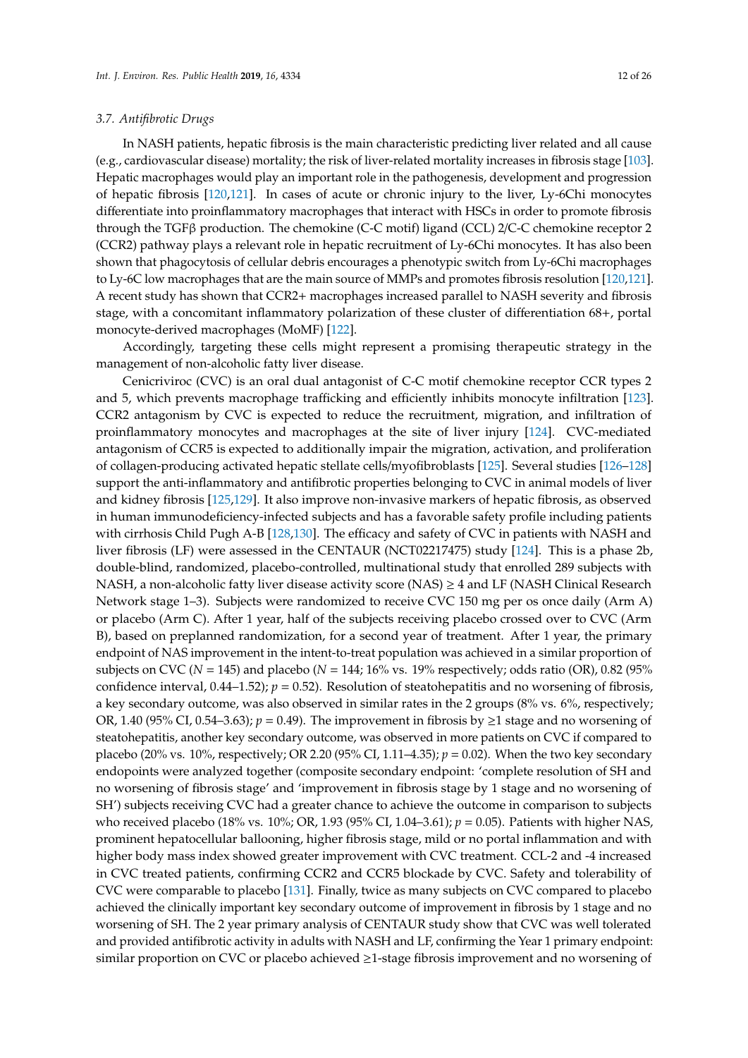### 3.7. Antifibrotic Drugs

In NASH patients, hepatic fibrosis is the main characteristic predicting liver related and all cause (e.g., cardiovascular disease) mortality; the risk of liver-related mortality increases in fibrosis stage [103]. Hepatic macrophages would play an important role in the pathogenesis, development and progression of hepatic fibrosis [120,121]. In cases of acute or chronic injury to the liver, Ly-6Chi monocytes differentiate into proinflammatory macrophages that interact with HSCs in order to promote fibrosis through the TGFβ production. The chemokine (C-C motif) ligand (CCL) 2/C-C chemokine receptor 2 (CCR2) pathway plays a relevant role in hepatic recruitment of Ly-6Chi monocytes. It has also been shown that phagocytosis of cellular debris encourages a phenotypic switch from Ly-6Chi macrophages to Ly-6C low macrophages that are the main source of MMPs and promotes fibrosis resolution [120,121]. A recent study has shown that CCR2+ macrophages increased parallel to NASH severity and fibrosis stage, with a concomitant inflammatory polarization of these cluster of differentiation 68+, portal monocyte-derived macrophages (MoMF) [122].

Accordingly, targeting these cells might represent a promising therapeutic strategy in the management of non-alcoholic fatty liver disease.

Cenicriviroc (CVC) is an oral dual antagonist of C-C motif chemokine receptor CCR types 2 and 5, which prevents macrophage trafficking and efficiently inhibits monocyte infiltration [123]. CCR2 antagonism by CVC is expected to reduce the recruitment, migration, and infiltration of proinflammatory monocytes and macrophages at the site of liver injury [124]. CVC-mediated antagonism of CCR5 is expected to additionally impair the migration, activation, and proliferation of collagen-producing activated hepatic stellate cells/myofibroblasts [125]. Several studies [126–128] support the anti-inflammatory and antifibrotic properties belonging to CVC in animal models of liver and kidney fibrosis [125,129]. It also improve non-invasive markers of hepatic fibrosis, as observed in human immunodeficiency-infected subjects and has a favorable safety profile including patients with cirrhosis Child Pugh A-B [128,130]. The efficacy and safety of CVC in patients with NASH and liver fibrosis (LF) were assessed in the CENTAUR (NCT02217475) study [124]. This is a phase 2b, double-blind, randomized, placebo-controlled, multinational study that enrolled 289 subjects with NASH, a non-alcoholic fatty liver disease activity score (NAS) ≥ 4 and LF (NASH Clinical Research Network stage 1–3). Subjects were randomized to receive CVC 150 mg per os once daily (Arm A) or placebo (Arm C). After 1 year, half of the subjects receiving placebo crossed over to CVC (Arm B), based on preplanned randomization, for a second year of treatment. After 1 year, the primary endpoint of NAS improvement in the intent-to-treat population was achieved in a similar proportion of subjects on CVC ($N$ = 145) and placebo ($N$ = 144; 16% vs. 19% respectively; odds ratio (OR), 0.82 (95% confidence interval, 0.44–1.52); $p$ = 0.52). Resolution of steatohepatitis and no worsening of fibrosis, a key secondary outcome, was also observed in similar rates in the 2 groups (8% vs. 6%, respectively; OR, 1.40 (95% CI, 0.54–3.63); $p$ = 0.49). The improvement in fibrosis by ≥1 stage and no worsening of steatohepatitis, another key secondary outcome, was observed in more patients on CVC if compared to placebo (20% vs. 10%, respectively; OR 2.20 (95% CI, 1.11–4.35); $p$ = 0.02). When the two key secondary endopoints were analyzed together (composite secondary endpoint: 'complete resolution of SH and no worsening of fibrosis stage' and 'improvement in fibrosis stage by 1 stage and no worsening of SH') subjects receiving CVC had a greater chance to achieve the outcome in comparison to subjects who received placebo (18% vs. 10%; OR, 1.93 (95% CI, 1.04–3.61); $p$ = 0.05). Patients with higher NAS, prominent hepatocellular ballooning, higher fibrosis stage, mild or no portal inflammation and with higher body mass index showed greater improvement with CVC treatment. CCL-2 and -4 increased in CVC treated patients, confirming CCR2 and CCR5 blockade by CVC. Safety and tolerability of CVC were comparable to placebo [131]. Finally, twice as many subjects on CVC compared to placebo achieved the clinically important key secondary outcome of improvement in fibrosis by 1 stage and no worsening of SH. The 2 year primary analysis of CENTAUR study show that CVC was well tolerated and provided antifibrotic activity in adults with NASH and LF, confirming the Year 1 primary endpoint: similar proportion on CVC or placebo achieved ≥1-stage fibrosis improvement and no worsening of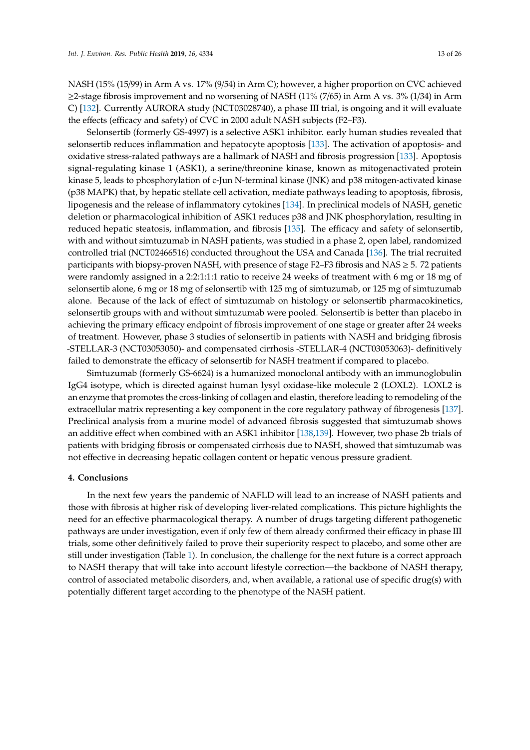NASH (15% (15/99) in Arm A vs. 17% (9/54) in Arm C); however, a higher proportion on CVC achieved ≥2-stage fibrosis improvement and no worsening of NASH (11% (7/65) in Arm A vs. 3% (1/34) in Arm C) [132]. Currently AURORA study (NCT03028740), a phase III trial, is ongoing and it will evaluate the effects (efficacy and safety) of CVC in 2000 adult NASH subjects (F2–F3).

Selonsertib (formerly GS-4997) is a selective ASK1 inhibitor. early human studies revealed that selonsertib reduces inflammation and hepatocyte apoptosis [133]. The activation of apoptosis- and oxidative stress-ralated pathways are a hallmark of NASH and fibrosis progression [133]. Apoptosis signal-regulating kinase 1 (ASK1), a serine/threonine kinase, known as mitogenactivated protein kinase 5, leads to phosphorylation of c-Jun N-terminal kinase (JNK) and p38 mitogen-activated kinase (p38 MAPK) that, by hepatic stellate cell activation, mediate pathways leading to apoptosis, fibrosis, lipogenesis and the release of inflammatory cytokines [134]. In preclinical models of NASH, genetic deletion or pharmacological inhibition of ASK1 reduces p38 and JNK phosphorylation, resulting in reduced hepatic steatosis, inflammation, and fibrosis [135]. The efficacy and safety of selonsertib, with and without simtuzumab in NASH patients, was studied in a phase 2, open label, randomized controlled trial (NCT02466516) conducted throughout the USA and Canada [136]. The trial recruited participants with biopsy-proven NASH, with presence of stage F2–F3 fibrosis and NAS ≥ 5. 72 patients were randomly assigned in a 2:2:1:1:1 ratio to receive 24 weeks of treatment with 6 mg or 18 mg of selonsertib alone, 6 mg or 18 mg of selonsertib with 125 mg of simtuzumab, or 125 mg of simtuzumab alone. Because of the lack of effect of simtuzumab on histology or selonsertib pharmacokinetics, selonsertib groups with and without simtuzumab were pooled. Selonsertib is better than placebo in achieving the primary efficacy endpoint of fibrosis improvement of one stage or greater after 24 weeks of treatment. However, phase 3 studies of selonsertib in patients with NASH and bridging fibrosis -STELLAR-3 (NCT03053050)- and compensated cirrhosis -STELLAR-4 (NCT03053063)- definitively failed to demonstrate the efficacy of selonsertib for NASH treatment if compared to placebo.

Simtuzumab (formerly GS-6624) is a humanized monoclonal antibody with an immunoglobulin IgG4 isotype, which is directed against human lysyl oxidase-like molecule 2 (LOXL2). LOXL2 is an enzyme that promotes the cross-linking of collagen and elastin, therefore leading to remodeling of the extracellular matrix representing a key component in the core regulatory pathway of fibrogenesis [137]. Preclinical analysis from a murine model of advanced fibrosis suggested that simtuzumab shows an additive effect when combined with an ASK1 inhibitor [138,139]. However, two phase 2b trials of patients with bridging fibrosis or compensated cirrhosis due to NASH, showed that simtuzumab was not effective in decreasing hepatic collagen content or hepatic venous pressure gradient.

## 4. Conclusions

In the next few years the pandemic of NAFLD will lead to an increase of NASH patients and those with fibrosis at higher risk of developing liver-related complications. This picture highlights the need for an effective pharmacological therapy. A number of drugs targeting different pathogenetic pathways are under investigation, even if only few of them already confirmed their efficacy in phase III trials, some other definitively failed to prove their superiority respect to placebo, and some other are still under investigation (Table 1). In conclusion, the challenge for the next future is a correct approach to NASH therapy that will take into account lifestyle correction—the backbone of NASH therapy, control of associated metabolic disorders, and, when available, a rational use of specific drug(s) with potentially different target according to the phenotype of the NASH patient.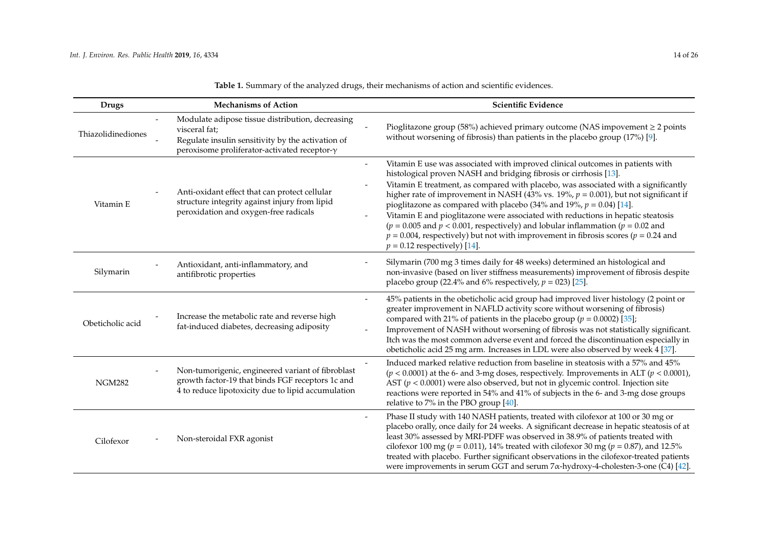**Table 1.** Summary of the analyzed drugs, their mechanisms of action and scientific evidences.

| Drugs | Mechanisms of Action | Scientific Evidence |
| --- | --- | --- |
| Thiazolidinediones | - Modulate adipose tissue distribution, decreasing visceral fat;<br>- Regulate insulin sensitivity by the activation of peroxisome proliferator-activated receptor-γ | - Pioglitazone group (58%) achieved primary outcome (NAS impovement ≥ 2 points without worsening of fibrosis) than patients in the placebo group (17%) [9]. |
| Vitamin E | - Anti-oxidant effect that can protect cellular structure integrity against injury from lipid peroxidation and oxygen-free radicals | - Vitamin E use was associated with improved clinical outcomes in patients with histological proven NASH and bridging fibrosis or cirrhosis [13].<br>- Vitamin E treatment, as compared with placebo, was associated with a significantly higher rate of improvement in NASH (43% vs. 19%, $p = 0.001$), but not significant if pioglitazone as compared with placebo (34% and 19%, $p = 0.04$) [14].<br>- Vitamin E and pioglitazone were associated with reductions in hepatic steatosis ($p = 0.005$ and $p < 0.001$, respectively) and lobular inflammation ($p = 0.02$ and $p = 0.004$, respectively) but not with improvement in fibrosis scores ($p = 0.24$ and $p = 0.12$ respectively) [14]. |
| Silymarin | - Antioxidant, anti-inflammatory, and antifibrotic properties | - Silymarin (700 mg 3 times daily for 48 weeks) determined an histological and non-invasive (based on liver stiffness measurements) improvement of fibrosis despite placebo group (22.4% and 6% respectively, $p = 023$) [25]. |
| Obeticholic acid | - Increase the metabolic rate and reverse high fat-induced diabetes, decreasing adiposity | - 45% patients in the obeticholic acid group had improved liver histology (2 point or greater improvement in NAFLD activity score without worsening of fibrosis) compared with 21% of patients in the placebo group ($p = 0.0002$) [35];<br>- Improvement of NASH without worsening of fibrosis was not statistically significant. Itch was the most common adverse event and forced the discontinuation especially in obeticholic acid 25 mg arm. Increases in LDL were also observed by week 4 [37]. |
| NGM282 | - Non-tumorigenic, engineered variant of fibroblast growth factor-19 that binds FGF receptors 1c and 4 to reduce lipotoxicity due to lipid accumulation | - Induced marked relative reduction from baseline in steatosis with a 57% and 45% ($p < 0.0001$) at the 6- and 3-mg doses, respectively. Improvements in ALT ($p < 0.0001$), AST ($p < 0.0001$) were also observed, but not in glycemic control. Injection site reactions were reported in 54% and 41% of subjects in the 6- and 3-mg dose groups relative to 7% in the PBO group [40]. |
| Cilofexor | - Non-steroidal FXR agonist | - Phase II study with 140 NASH patients, treated with cilofexor at 100 or 30 mg or placebo orally, once daily for 24 weeks. A significant decrease in hepatic steatosis of at least 30% assessed by MRI-PDFF was observed in 38.9% of patients treated with cilofexor 100 mg ($p = 0.011$), 14% treated with cilofexor 30 mg ($p = 0.87$), and 12.5% treated with placebo. Further significant observations in the cilofexor-treated patients were improvements in serum GGT and serum 7α-hydroxy-4-cholesten-3-one (C4) [42]. |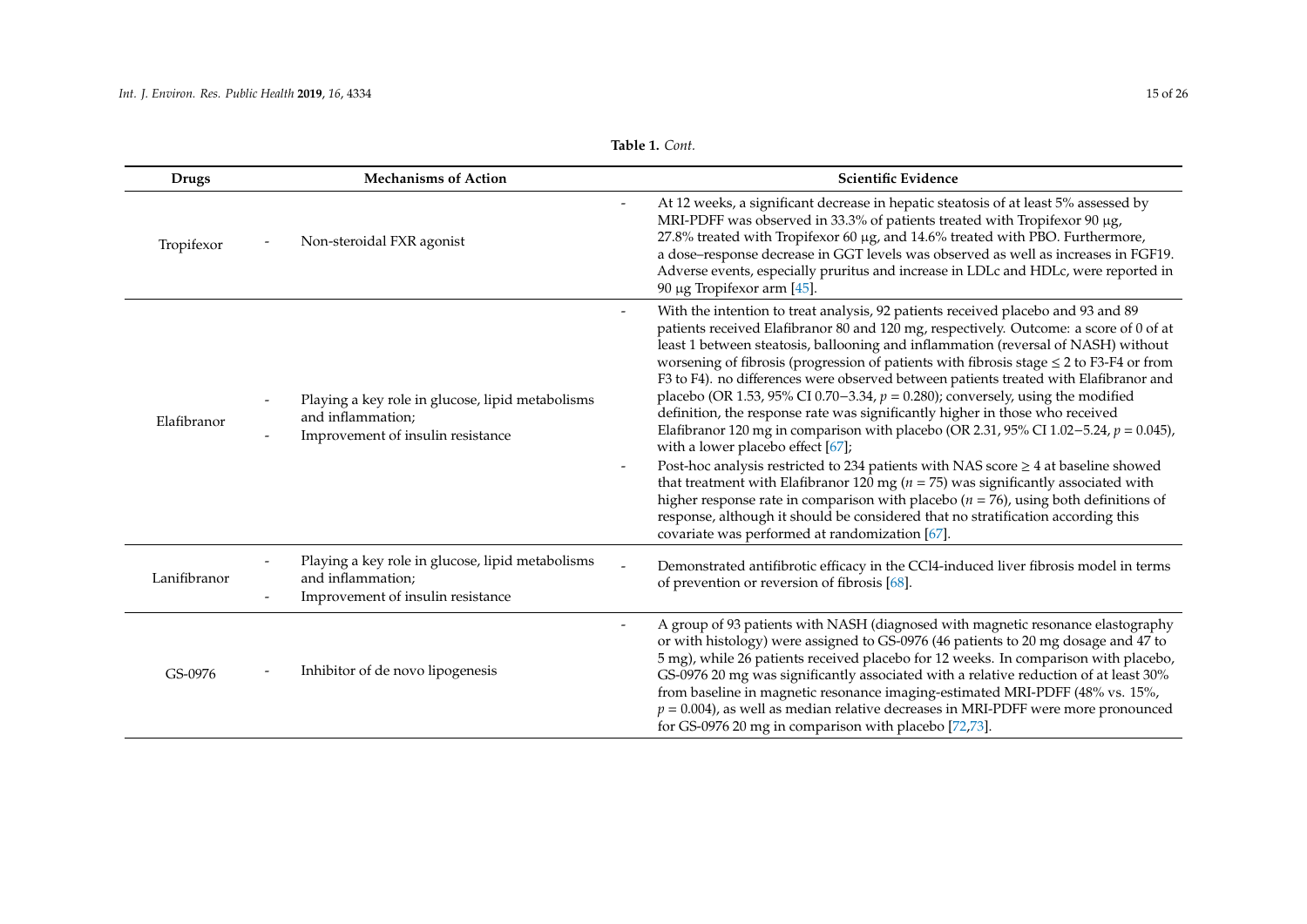**Table 1.** *Cont.*

| Drugs | Mechanisms of Action | Scientific Evidence |
| --- | --- | --- |
| Tropifexor | - Non-steroidal FXR agonist | - At 12 weeks, a significant decrease in hepatic steatosis of at least 5% assessed by MRI-PDFF was observed in 33.3% of patients treated with Tropifexor 90 µg, 27.8% treated with Tropifexor 60 µg, and 14.6% treated with PBO. Furthermore, a dose–response decrease in GGT levels was observed as well as increases in FGF19. Adverse events, especially pruritus and increase in LDLc and HDLc, were reported in 90 µg Tropifexor arm [45]. |
| Elafibranor | - Playing a key role in glucose, lipid metabolisms and inflammation;<br>- Improvement of insulin resistance | - With the intention to treat analysis, 92 patients received placebo and 93 and 89 patients received Elafibranor 80 and 120 mg, respectively. Outcome: a score of 0 of at least 1 between steatosis, ballooning and inflammation (reversal of NASH) without worsening of fibrosis (progression of patients with fibrosis stage ≤ 2 to F3-F4 or from F3 to F4). no differences were observed between patients treated with Elafibranor and placebo (OR 1.53, 95% CI 0.70−3.34, $p = 0.280$); conversely, using the modified definition, the response rate was significantly higher in those who received Elafibranor 120 mg in comparison with placebo (OR 2.31, 95% CI 1.02−5.24, $p = 0.045$), with a lower placebo effect [67];<br>- Post-hoc analysis restricted to 234 patients with NAS score ≥ 4 at baseline showed that treatment with Elafibranor 120 mg ($n = 75$) was significantly associated with higher response rate in comparison with placebo ($n = 76$), using both definitions of response, although it should be considered that no stratification according this covariate was performed at randomization [67]. |
| Lanifibranor | - Playing a key role in glucose, lipid metabolisms and inflammation;<br>- Improvement of insulin resistance | - Demonstrated antifibrotic efficacy in the CCl4-induced liver fibrosis model in terms of prevention or reversion of fibrosis [68]. |
| GS-0976 | - Inhibitor of de novo lipogenesis | - A group of 93 patients with NASH (diagnosed with magnetic resonance elastography or with histology) were assigned to GS-0976 (46 patients to 20 mg dosage and 47 to 5 mg), while 26 patients received placebo for 12 weeks. In comparison with placebo, GS-0976 20 mg was significantly associated with a relative reduction of at least 30% from baseline in magnetic resonance imaging-estimated MRI-PDFF (48% vs. 15%, $p = 0.004$), as well as median relative decreases in MRI-PDFF were more pronounced for GS-0976 20 mg in comparison with placebo [72,73]. |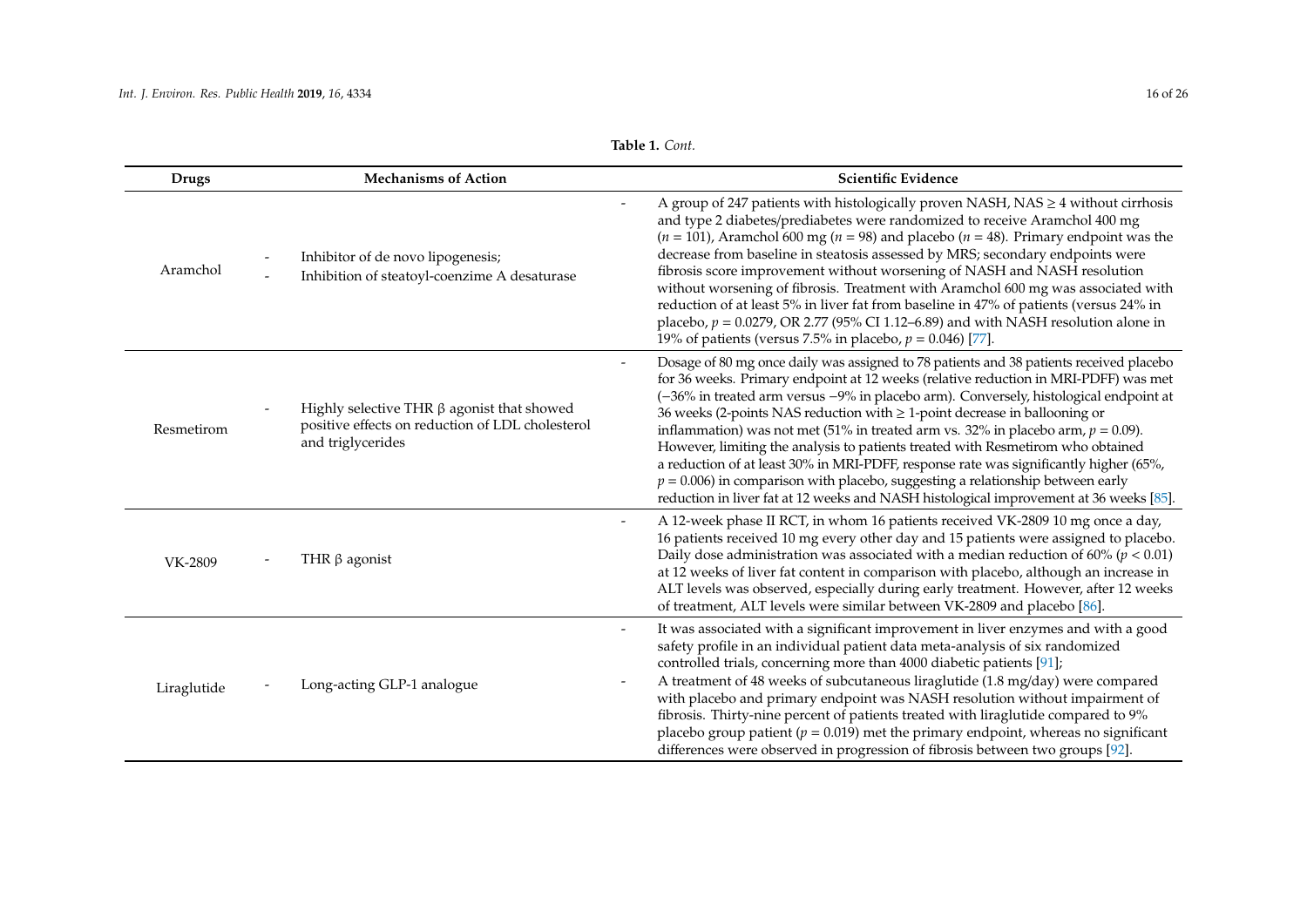**Table 1.** *Cont.*

| Drugs | Mechanisms of Action | Scientific Evidence |
|---|---|---|
| Aramchol | - Inhibitor of de novo lipogenesis;<br>- Inhibition of steatoyl-coenzime A desaturase | - A group of 247 patients with histologically proven NASH, NAS ≥ 4 without cirrhosis and type 2 diabetes/prediabetes were randomized to receive Aramchol 400 mg ($n = 101$), Aramchol 600 mg ($n = 98$) and placebo ($n = 48$). Primary endpoint was the decrease from baseline in steatosis assessed by MRS; secondary endpoints were fibrosis score improvement without worsening of NASH and NASH resolution without worsening of fibrosis. Treatment with Aramchol 600 mg was associated with reduction of at least 5% in liver fat from baseline in 47% of patients (versus 24% in placebo, $p = 0.0279$, OR 2.77 (95% CI 1.12–6.89) and with NASH resolution alone in 19% of patients (versus 7.5% in placebo, $p = 0.046$) [77]. |
| Resmetirom | - Highly selective THR β agonist that showed positive effects on reduction of LDL cholesterol and triglycerides | - Dosage of 80 mg once daily was assigned to 78 patients and 38 patients received placebo for 36 weeks. Primary endpoint at 12 weeks (relative reduction in MRI-PDFF) was met (−36% in treated arm versus −9% in placebo arm). Conversely, histological endpoint at 36 weeks (2-points NAS reduction with ≥ 1-point decrease in ballooning or inflammation) was not met (51% in treated arm vs. 32% in placebo arm, $p = 0.09$). However, limiting the analysis to patients treated with Resmetirom who obtained a reduction of at least 30% in MRI-PDFF, response rate was significantly higher (65%, $p = 0.006$) in comparison with placebo, suggesting a relationship between early reduction in liver fat at 12 weeks and NASH histological improvement at 36 weeks [85]. |
| VK-2809 | - THR β agonist | - A 12-week phase II RCT, in whom 16 patients received VK-2809 10 mg once a day, 16 patients received 10 mg every other day and 15 patients were assigned to placebo. Daily dose administration was associated with a median reduction of 60% ($p < 0.01$) at 12 weeks of liver fat content in comparison with placebo, although an increase in ALT levels was observed, especially during early treatment. However, after 12 weeks of treatment, ALT levels were similar between VK-2809 and placebo [86]. |
| Liraglutide | - Long-acting GLP-1 analogue | - It was associated with a significant improvement in liver enzymes and with a good safety profile in an individual patient data meta-analysis of six randomized controlled trials, concerning more than 4000 diabetic patients [91];<br>- A treatment of 48 weeks of subcutaneous liraglutide (1.8 mg/day) were compared with placebo and primary endpoint was NASH resolution without impairment of fibrosis. Thirty-nine percent of patients treated with liraglutide compared to 9% placebo group patient ($p = 0.019$) met the primary endpoint, whereas no significant differences were observed in progression of fibrosis between two groups [92]. |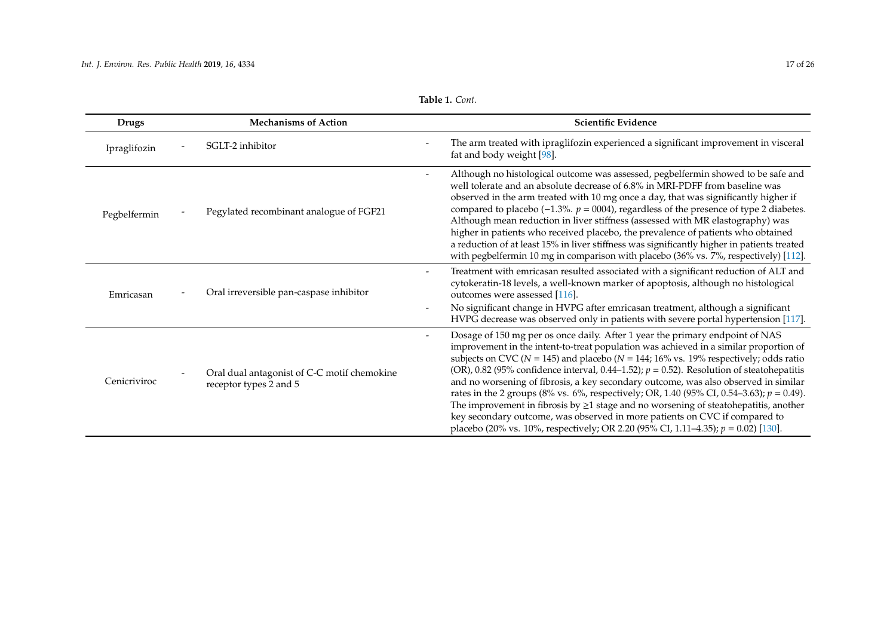**Table 1.** *Cont.*

| Drugs | Mechanisms of Action | Scientific Evidence |
| --- | --- | --- |
| Ipragliflozin | - SGLT-2 inhibitor | - The arm treated with ipragliflozin experienced a significant improvement in visceral fat and body weight [98]. |
| Pegbelfermin | - Pegylated recombinant analogue of FGF21 | - Although no histological outcome was assessed, pegbelfermin showed to be safe and well tolerate and an absolute decrease of 6.8% in MRI-PDFF from baseline was observed in the arm treated with 10 mg once a day, that was significantly higher if compared to placebo (−1.3%. $p$ = 0004), regardless of the presence of type 2 diabetes. Although mean reduction in liver stiffness (assessed with MR elastography) was higher in patients who received placebo, the prevalence of patients who obtained a reduction of at least 15% in liver stiffness was significantly higher in patients treated with pegbelfermin 10 mg in comparison with placebo (36% vs. 7%, respectively) [112]. |
| Emricasan | - Oral irreversible pan-caspase inhibitor | - Treatment with emricasan resulted associated with a significant reduction of ALT and cytokeratin-18 levels, a well-known marker of apoptosis, although no histological outcomes were assessed [116]. <br> - No significant change in HVPG after emricasan treatment, although a significant HVPG decrease was observed only in patients with severe portal hypertension [117]. |
| Cenicriviroc | - Oral dual antagonist of C-C motif chemokine receptor types 2 and 5 | - Dosage of 150 mg per os once daily. After 1 year the primary endpoint of NAS improvement in the intent-to-treat population was achieved in a similar proportion of subjects on CVC ($N$ = 145) and placebo ($N$ = 144; 16% vs. 19% respectively; odds ratio (OR), 0.82 (95% confidence interval, 0.44–1.52); $p$ = 0.52). Resolution of steatohepatitis and no worsening of fibrosis, a key secondary outcome, was also observed in similar rates in the 2 groups (8% vs. 6%, respectively; OR, 1.40 (95% CI, 0.54–3.63); $p$ = 0.49). The improvement in fibrosis by ≥1 stage and no worsening of steatohepatitis, another key secondary outcome, was observed in more patients on CVC if compared to placebo (20% vs. 10%, respectively; OR 2.20 (95% CI, 1.11–4.35); $p$ = 0.02) [130]. |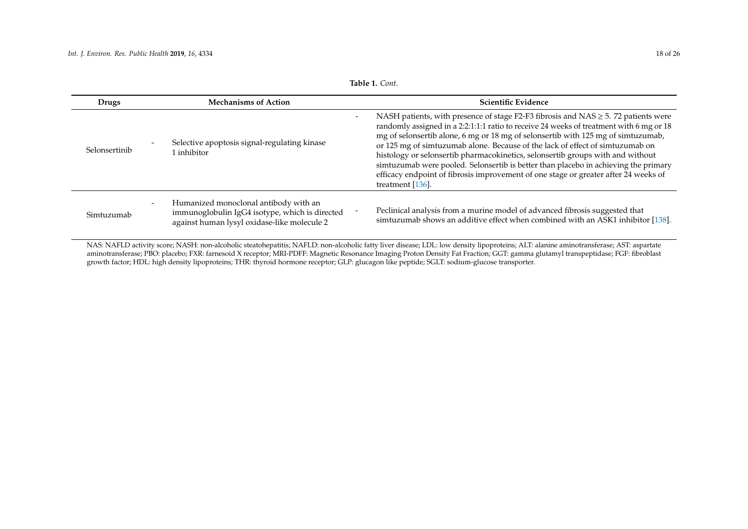**Table 1.** *Cont.*

| Drugs | Mechanisms of Action | Scientific Evidence |
|---|---|---|
| Selonsertinib | - Selective apoptosis signal-regulating kinase 1 inhibitor | - NASH patients, with presence of stage F2-F3 fibrosis and NAS ≥ 5. 72 patients were randomly assigned in a 2:2:1:1:1 ratio to receive 24 weeks of treatment with 6 mg or 18 mg of selonsertib alone, 6 mg or 18 mg of selonsertib with 125 mg of simtuzumab, or 125 mg of simtuzumab alone. Because of the lack of effect of simtuzumab on histology or selonsertib pharmacokinetics, selonsertib groups with and without simtuzumab were pooled. Selonsertib is better than placebo in achieving the primary efficacy endpoint of fibrosis improvement of one stage or greater after 24 weeks of treatment [136]. |
| Simtuzumab | - Humanized monoclonal antibody with an immunoglobulin IgG4 isotype, which is directed against human lysyl oxidase-like molecule 2 | - Peclinical analysis from a murine model of advanced fibrosis suggested that simtuzumab shows an additive effect when combined with an ASK1 inhibitor [138]. |

NAS: NAFLD activity score; NASH: non-alcoholic steatohepatitis; NAFLD: non-alcoholic fatty liver disease; LDL: low density lipoproteins; ALT: alanine aminotransferase; AST: aspartate aminotransferase; PBO: placebo; FXR: farnesoid X receptor; MRI-PDFF: Magnetic Resonance Imaging Proton Density Fat Fraction; GGT: gamma glutamyl transpeptidase; FGF: fibroblast growth factor; HDL: high density lipoproteins; THR: thyroid hormone receptor; GLP: glucagon like peptide; SGLT: sodium-glucose transporter.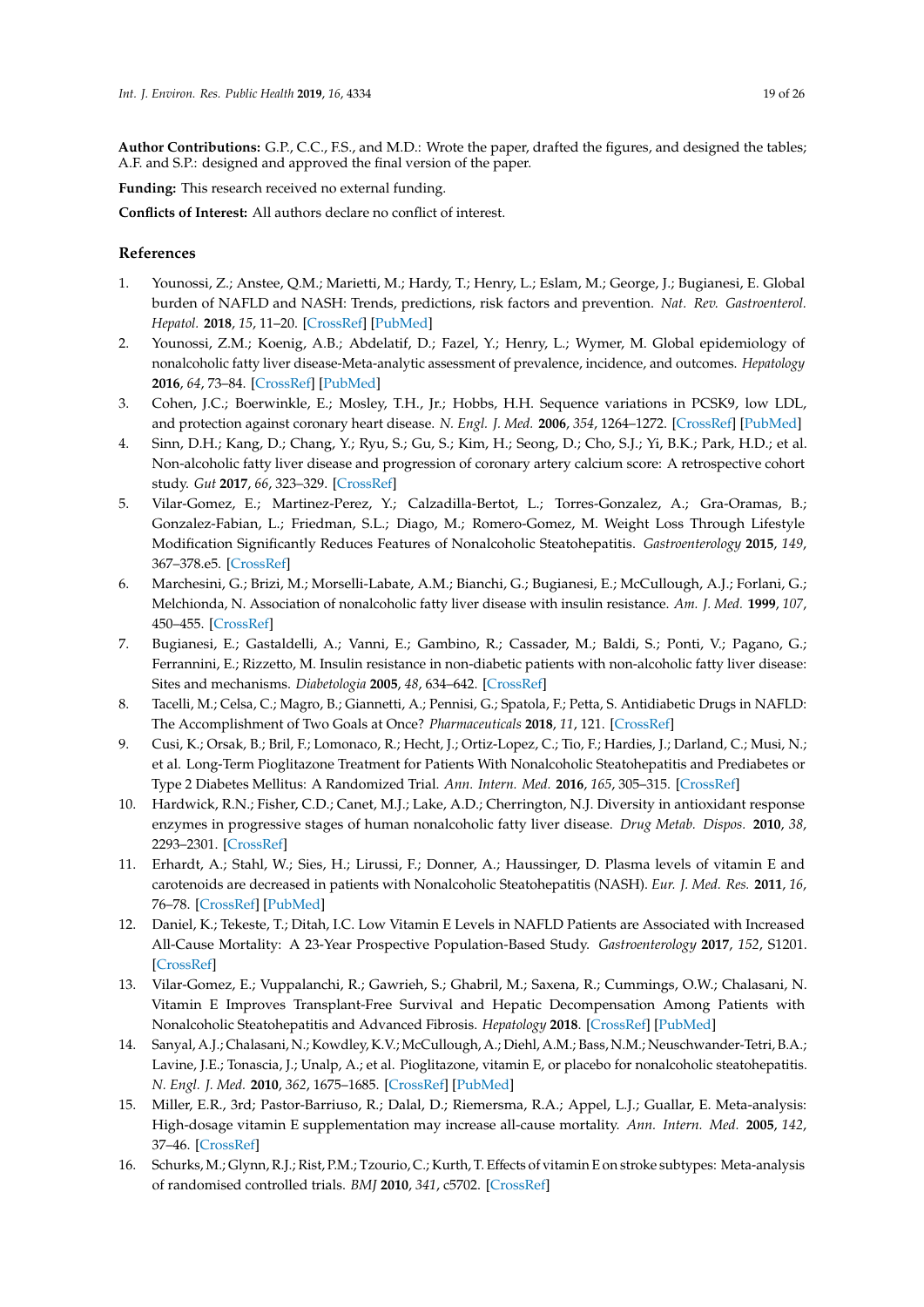**Author Contributions:** G.P., C.C., F.S., and M.D.: Wrote the paper, drafted the figures, and designed the tables; A.F. and S.P.: designed and approved the final version of the paper.

**Funding:** This research received no external funding.

**Conflicts of Interest:** All authors declare no conflict of interest.

## References

1. Younossi, Z.; Anstee, Q.M.; Marietti, M.; Hardy, T.; Henry, L.; Eslam, M.; George, J.; Bugianesi, E. Global burden of NAFLD and NASH: Trends, predictions, risk factors and prevention. *Nat. Rev. Gastroenterol. Hepatol.* **2018**, *15*, 11–20. [CrossRef] [PubMed]
2. Younossi, Z.M.; Koenig, A.B.; Abdelatif, D.; Fazel, Y.; Henry, L.; Wymer, M. Global epidemiology of nonalcoholic fatty liver disease-Meta-analytic assessment of prevalence, incidence, and outcomes. *Hepatology* **2016**, *64*, 73–84. [CrossRef] [PubMed]
3. Cohen, J.C.; Boerwinkle, E.; Mosley, T.H., Jr.; Hobbs, H.H. Sequence variations in PCSK9, low LDL, and protection against coronary heart disease. *N. Engl. J. Med.* **2006**, *354*, 1264–1272. [CrossRef] [PubMed]
4. Sinn, D.H.; Kang, D.; Chang, Y.; Ryu, S.; Gu, S.; Kim, H.; Seong, D.; Cho, S.J.; Yi, B.K.; Park, H.D.; et al. Non-alcoholic fatty liver disease and progression of coronary artery calcium score: A retrospective cohort study. *Gut* **2017**, *66*, 323–329. [CrossRef]
5. Vilar-Gomez, E.; Martinez-Perez, Y.; Calzadilla-Bertot, L.; Torres-Gonzalez, A.; Gra-Oramas, B.; Gonzalez-Fabian, L.; Friedman, S.L.; Diago, M.; Romero-Gomez, M. Weight Loss Through Lifestyle Modification Significantly Reduces Features of Nonalcoholic Steatohepatitis. *Gastroenterology* **2015**, *149*, 367–378.e5. [CrossRef]
6. Marchesini, G.; Brizi, M.; Morselli-Labate, A.M.; Bianchi, G.; Bugianesi, E.; McCullough, A.J.; Forlani, G.; Melchionda, N. Association of nonalcoholic fatty liver disease with insulin resistance. *Am. J. Med.* **1999**, *107*, 450–455. [CrossRef]
7. Bugianesi, E.; Gastaldelli, A.; Vanni, E.; Gambino, R.; Cassader, M.; Baldi, S.; Ponti, V.; Pagano, G.; Ferrannini, E.; Rizzetto, M. Insulin resistance in non-diabetic patients with non-alcoholic fatty liver disease: Sites and mechanisms. *Diabetologia* **2005**, *48*, 634–642. [CrossRef]
8. Tacelli, M.; Celsa, C.; Magro, B.; Giannetti, A.; Pennisi, G.; Spatola, F.; Petta, S. Antidiabetic Drugs in NAFLD: The Accomplishment of Two Goals at Once? *Pharmaceuticals* **2018**, *11*, 121. [CrossRef]
9. Cusi, K.; Orsak, B.; Bril, F.; Lomonaco, R.; Hecht, J.; Ortiz-Lopez, C.; Tio, F.; Hardies, J.; Darland, C.; Musi, N.; et al. Long-Term Pioglitazone Treatment for Patients With Nonalcoholic Steatohepatitis and Prediabetes or Type 2 Diabetes Mellitus: A Randomized Trial. *Ann. Intern. Med.* **2016**, *165*, 305–315. [CrossRef]
10. Hardwick, R.N.; Fisher, C.D.; Canet, M.J.; Lake, A.D.; Cherrington, N.J. Diversity in antioxidant response enzymes in progressive stages of human nonalcoholic fatty liver disease. *Drug Metab. Dispos.* **2010**, *38*, 2293–2301. [CrossRef]
11. Erhardt, A.; Stahl, W.; Sies, H.; Lirussi, F.; Donner, A.; Haussinger, D. Plasma levels of vitamin E and carotenoids are decreased in patients with Nonalcoholic Steatohepatitis (NASH). *Eur. J. Med. Res.* **2011**, *16*, 76–78. [CrossRef] [PubMed]
12. Daniel, K.; Tekeste, T.; Ditah, I.C. Low Vitamin E Levels in NAFLD Patients are Associated with Increased All-Cause Mortality: A 23-Year Prospective Population-Based Study. *Gastroenterology* **2017**, *152*, S1201. [CrossRef]
13. Vilar-Gomez, E.; Vuppalanchi, R.; Gawrieh, S.; Ghabril, M.; Saxena, R.; Cummings, O.W.; Chalasani, N. Vitamin E Improves Transplant-Free Survival and Hepatic Decompensation Among Patients with Nonalcoholic Steatohepatitis and Advanced Fibrosis. *Hepatology* **2018**. [CrossRef] [PubMed]
14. Sanyal, A.J.; Chalasani, N.; Kowdley, K.V.; McCullough, A.; Diehl, A.M.; Bass, N.M.; Neuschwander-Tetri, B.A.; Lavine, J.E.; Tonascia, J.; Unalp, A.; et al. Pioglitazone, vitamin E, or placebo for nonalcoholic steatohepatitis. *N. Engl. J. Med.* **2010**, *362*, 1675–1685. [CrossRef] [PubMed]
15. Miller, E.R., 3rd; Pastor-Barriuso, R.; Dalal, D.; Riemersma, R.A.; Appel, L.J.; Guallar, E. Meta-analysis: High-dosage vitamin E supplementation may increase all-cause mortality. *Ann. Intern. Med.* **2005**, *142*, 37–46. [CrossRef]
16. Schurks, M.; Glynn, R.J.; Rist, P.M.; Tzourio, C.; Kurth, T. Effects of vitamin E on stroke subtypes: Meta-analysis of randomised controlled trials. *BMJ* **2010**, *341*, c5702. [CrossRef]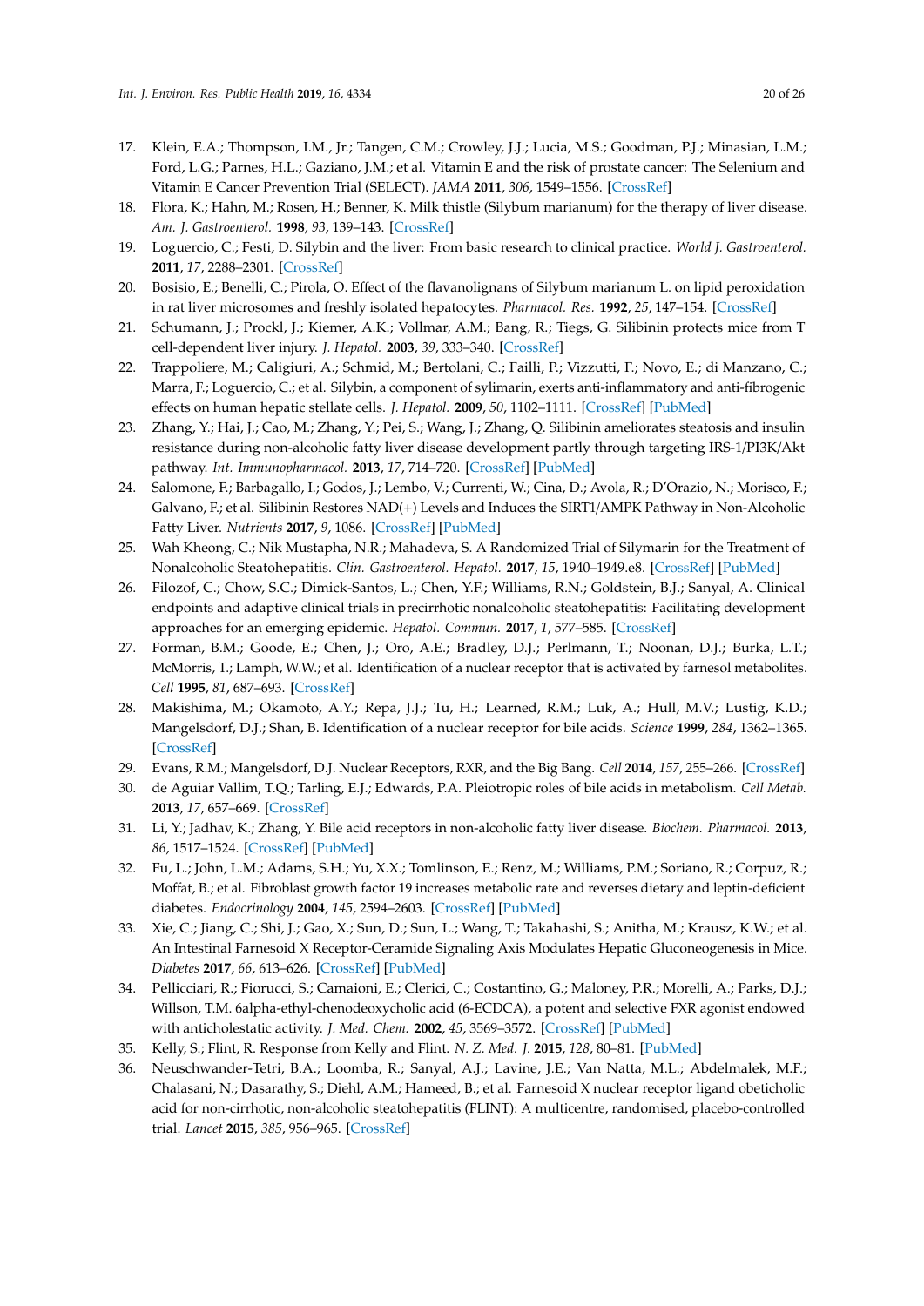17. Klein, E.A.; Thompson, I.M., Jr.; Tangen, C.M.; Crowley, J.J.; Lucia, M.S.; Goodman, P.J.; Minasian, L.M.; Ford, L.G.; Parnes, H.L.; Gaziano, J.M.; et al. Vitamin E and the risk of prostate cancer: The Selenium and Vitamin E Cancer Prevention Trial (SELECT). *JAMA* **2011**, *306*, 1549–1556. [CrossRef]
18. Flora, K.; Hahn, M.; Rosen, H.; Benner, K. Milk thistle (Silybum marianum) for the therapy of liver disease. *Am. J. Gastroenterol.* **1998**, *93*, 139–143. [CrossRef]
19. Loguercio, C.; Festi, D. Silybin and the liver: From basic research to clinical practice. *World J. Gastroenterol.* **2011**, *17*, 2288–2301. [CrossRef]
20. Bosisio, E.; Benelli, C.; Pirola, O. Effect of the flavanolignans of Silybum marianum L. on lipid peroxidation in rat liver microsomes and freshly isolated hepatocytes. *Pharmacol. Res.* **1992**, *25*, 147–154. [CrossRef]
21. Schumann, J.; Prockl, J.; Kiemer, A.K.; Vollmar, A.M.; Bang, R.; Tiegs, G. Silibinin protects mice from T cell-dependent liver injury. *J. Hepatol.* **2003**, *39*, 333–340. [CrossRef]
22. Trappoliere, M.; Caligiuri, A.; Schmid, M.; Bertolani, C.; Failli, P.; Vizzutti, F.; Novo, E.; di Manzano, C.; Marra, F.; Loguercio, C.; et al. Silybin, a component of sylimarin, exerts anti-inflammatory and anti-fibrogenic effects on human hepatic stellate cells. *J. Hepatol.* **2009**, *50*, 1102–1111. [CrossRef] [PubMed]
23. Zhang, Y.; Hai, J.; Cao, M.; Zhang, Y.; Pei, S.; Wang, J.; Zhang, Q. Silibinin ameliorates steatosis and insulin resistance during non-alcoholic fatty liver disease development partly through targeting IRS-1/PI3K/Akt pathway. *Int. Immunopharmacol.* **2013**, *17*, 714–720. [CrossRef] [PubMed]
24. Salomone, F.; Barbagallo, I.; Godos, J.; Lembo, V.; Currenti, W.; Cina, D.; Avola, R.; D'Orazio, N.; Morisco, F.; Galvano, F.; et al. Silibinin Restores NAD(+) Levels and Induces the SIRT1/AMPK Pathway in Non-Alcoholic Fatty Liver. *Nutrients* **2017**, *9*, 1086. [CrossRef] [PubMed]
25. Wah Kheong, C.; Nik Mustapha, N.R.; Mahadeva, S. A Randomized Trial of Silymarin for the Treatment of Nonalcoholic Steatohepatitis. *Clin. Gastroenterol. Hepatol.* **2017**, *15*, 1940–1949.e8. [CrossRef] [PubMed]
26. Filozof, C.; Chow, S.C.; Dimick-Santos, L.; Chen, Y.F.; Williams, R.N.; Goldstein, B.J.; Sanyal, A. Clinical endpoints and adaptive clinical trials in precirrhotic nonalcoholic steatohepatitis: Facilitating development approaches for an emerging epidemic. *Hepatol. Commun.* **2017**, *1*, 577–585. [CrossRef]
27. Forman, B.M.; Goode, E.; Chen, J.; Oro, A.E.; Bradley, D.J.; Perlmann, T.; Noonan, D.J.; Burka, L.T.; McMorris, T.; Lamph, W.W.; et al. Identification of a nuclear receptor that is activated by farnesol metabolites. *Cell* **1995**, *81*, 687–693. [CrossRef]
28. Makishima, M.; Okamoto, A.Y.; Repa, J.J.; Tu, H.; Learned, R.M.; Luk, A.; Hull, M.V.; Lustig, K.D.; Mangelsdorf, D.J.; Shan, B. Identification of a nuclear receptor for bile acids. *Science* **1999**, *284*, 1362–1365. [CrossRef]
29. Evans, R.M.; Mangelsdorf, D.J. Nuclear Receptors, RXR, and the Big Bang. *Cell* **2014**, *157*, 255–266. [CrossRef]
30. de Aguiar Vallim, T.Q.; Tarling, E.J.; Edwards, P.A. Pleiotropic roles of bile acids in metabolism. *Cell Metab.* **2013**, *17*, 657–669. [CrossRef]
31. Li, Y.; Jadhav, K.; Zhang, Y. Bile acid receptors in non-alcoholic fatty liver disease. *Biochem. Pharmacol.* **2013**, *86*, 1517–1524. [CrossRef] [PubMed]
32. Fu, L.; John, L.M.; Adams, S.H.; Yu, X.X.; Tomlinson, E.; Renz, M.; Williams, P.M.; Soriano, R.; Corpuz, R.; Moffat, B.; et al. Fibroblast growth factor 19 increases metabolic rate and reverses dietary and leptin-deficient diabetes. *Endocrinology* **2004**, *145*, 2594–2603. [CrossRef] [PubMed]
33. Xie, C.; Jiang, C.; Shi, J.; Gao, X.; Sun, D.; Sun, L.; Wang, T.; Takahashi, S.; Anitha, M.; Krausz, K.W.; et al. An Intestinal Farnesoid X Receptor-Ceramide Signaling Axis Modulates Hepatic Gluconeogenesis in Mice. *Diabetes* **2017**, *66*, 613–626. [CrossRef] [PubMed]
34. Pellicciari, R.; Fiorucci, S.; Camaioni, E.; Clerici, C.; Costantino, G.; Maloney, P.R.; Morelli, A.; Parks, D.J.; Willson, T.M. 6alpha-ethyl-chenodeoxycholic acid (6-ECDCA), a potent and selective FXR agonist endowed with anticholestatic activity. *J. Med. Chem.* **2002**, *45*, 3569–3572. [CrossRef] [PubMed]
35. Kelly, S.; Flint, R. Response from Kelly and Flint. *N. Z. Med. J.* **2015**, *128*, 80–81. [PubMed]
36. Neuschwander-Tetri, B.A.; Loomba, R.; Sanyal, A.J.; Lavine, J.E.; Van Natta, M.L.; Abdelmalek, M.F.; Chalasani, N.; Dasarathy, S.; Diehl, A.M.; Hameed, B.; et al. Farnesoid X nuclear receptor ligand obeticholic acid for non-cirrhotic, non-alcoholic steatohepatitis (FLINT): A multicentre, randomised, placebo-controlled trial. *Lancet* **2015**, *385*, 956–965. [CrossRef]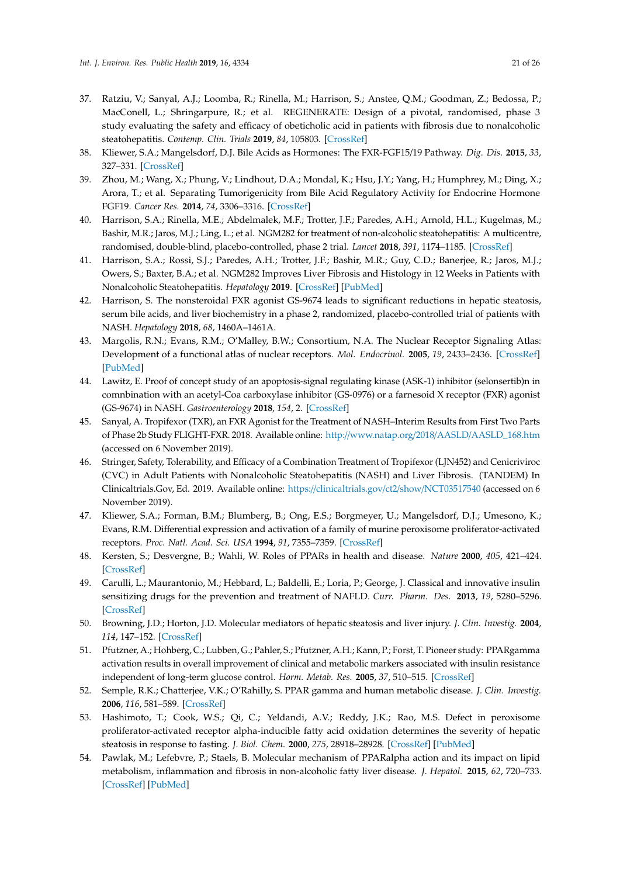37. Ratziu, V.; Sanyal, A.J.; Loomba, R.; Rinella, M.; Harrison, S.; Anstee, Q.M.; Goodman, Z.; Bedossa, P.; MacConell, L.; Shringarpure, R.; et al. REGENERATE: Design of a pivotal, randomised, phase 3 study evaluating the safety and efficacy of obeticholic acid in patients with fibrosis due to nonalcoholic steatohepatitis. *Contemp. Clin. Trials* **2019**, *84*, 105803. [CrossRef]
38. Kliewer, S.A.; Mangelsdorf, D.J. Bile Acids as Hormones: The FXR-FGF15/19 Pathway. *Dig. Dis.* **2015**, *33*, 327–331. [CrossRef]
39. Zhou, M.; Wang, X.; Phung, V.; Lindhout, D.A.; Mondal, K.; Hsu, J.Y.; Yang, H.; Humphrey, M.; Ding, X.; Arora, T.; et al. Separating Tumorigenicity from Bile Acid Regulatory Activity for Endocrine Hormone FGF19. *Cancer Res.* **2014**, *74*, 3306–3316. [CrossRef]
40. Harrison, S.A.; Rinella, M.E.; Abdelmalek, M.F.; Trotter, J.F.; Paredes, A.H.; Arnold, H.L.; Kugelmas, M.; Bashir, M.R.; Jaros, M.J.; Ling, L.; et al. NGM282 for treatment of non-alcoholic steatohepatitis: A multicentre, randomised, double-blind, placebo-controlled, phase 2 trial. *Lancet* **2018**, *391*, 1174–1185. [CrossRef]
41. Harrison, S.A.; Rossi, S.J.; Paredes, A.H.; Trotter, J.F.; Bashir, M.R.; Guy, C.D.; Banerjee, R.; Jaros, M.J.; Owers, S.; Baxter, B.A.; et al. NGM282 Improves Liver Fibrosis and Histology in 12 Weeks in Patients with Nonalcoholic Steatohepatitis. *Hepatology* **2019**. [CrossRef] [PubMed]
42. Harrison, S. The nonsteroidal FXR agonist GS-9674 leads to significant reductions in hepatic steatosis, serum bile acids, and liver biochemistry in a phase 2, randomized, placebo-controlled trial of patients with NASH. *Hepatology* **2018**, *68*, 1460A–1461A.
43. Margolis, R.N.; Evans, R.M.; O'Malley, B.W.; Consortium, N.A. The Nuclear Receptor Signaling Atlas: Development of a functional atlas of nuclear receptors. *Mol. Endocrinol.* **2005**, *19*, 2433–2436. [CrossRef] [PubMed]
44. Lawitz, E. Proof of concept study of an apoptosis-signal regulating kinase (ASK-1) inhibitor (selonsertib)n in comnbination with an acetyl-Coa carboxylase inhibitor (GS-0976) or a farnesoid X receptor (FXR) agonist (GS-9674) in NASH. *Gastroenterology* **2018**, *154*, 2. [CrossRef]
45. Sanyal, A. Tropifexor (TXR), an FXR Agonist for the Treatment of NASH–Interim Results from First Two Parts of Phase 2b Study FLIGHT-FXR. 2018. Available online: http://www.natap.org/2018/AASLD/AASLD_168.htm (accessed on 6 November 2019).
46. Stringer, Safety, Tolerability, and Efficacy of a Combination Treatment of Tropifexor (LJN452) and Cenicriviroc (CVC) in Adult Patients with Nonalcoholic Steatohepatitis (NASH) and Liver Fibrosis. (TANDEM) In Clinicaltrials.Gov, Ed. 2019. Available online: https://clinicaltrials.gov/ct2/show/NCT03517540 (accessed on 6 November 2019).
47. Kliewer, S.A.; Forman, B.M.; Blumberg, B.; Ong, E.S.; Borgmeyer, U.; Mangelsdorf, D.J.; Umesono, K.; Evans, R.M. Differential expression and activation of a family of murine peroxisome proliferator-activated receptors. *Proc. Natl. Acad. Sci. USA* **1994**, *91*, 7355–7359. [CrossRef]
48. Kersten, S.; Desvergne, B.; Wahli, W. Roles of PPARs in health and disease. *Nature* **2000**, *405*, 421–424. [CrossRef]
49. Carulli, L.; Maurantonio, M.; Hebbard, L.; Baldelli, E.; Loria, P.; George, J. Classical and innovative insulin sensitizing drugs for the prevention and treatment of NAFLD. *Curr. Pharm. Des.* **2013**, *19*, 5280–5296. [CrossRef]
50. Browning, J.D.; Horton, J.D. Molecular mediators of hepatic steatosis and liver injury. *J. Clin. Investig.* **2004**, *114*, 147–152. [CrossRef]
51. Pfutzner, A.; Hohberg, C.; Lubben, G.; Pahler, S.; Pfutzner, A.H.; Kann, P.; Forst, T. Pioneer study: PPARgamma activation results in overall improvement of clinical and metabolic markers associated with insulin resistance independent of long-term glucose control. *Horm. Metab. Res.* **2005**, *37*, 510–515. [CrossRef]
52. Semple, R.K.; Chatterjee, V.K.; O'Rahilly, S. PPAR gamma and human metabolic disease. *J. Clin. Investig.* **2006**, *116*, 581–589. [CrossRef]
53. Hashimoto, T.; Cook, W.S.; Qi, C.; Yeldandi, A.V.; Reddy, J.K.; Rao, M.S. Defect in peroxisome proliferator-activated receptor alpha-inducible fatty acid oxidation determines the severity of hepatic steatosis in response to fasting. *J. Biol. Chem.* **2000**, *275*, 28918–28928. [CrossRef] [PubMed]
54. Pawlak, M.; Lefebvre, P.; Staels, B. Molecular mechanism of PPARalpha action and its impact on lipid metabolism, inflammation and fibrosis in non-alcoholic fatty liver disease. *J. Hepatol.* **2015**, *62*, 720–733. [CrossRef] [PubMed]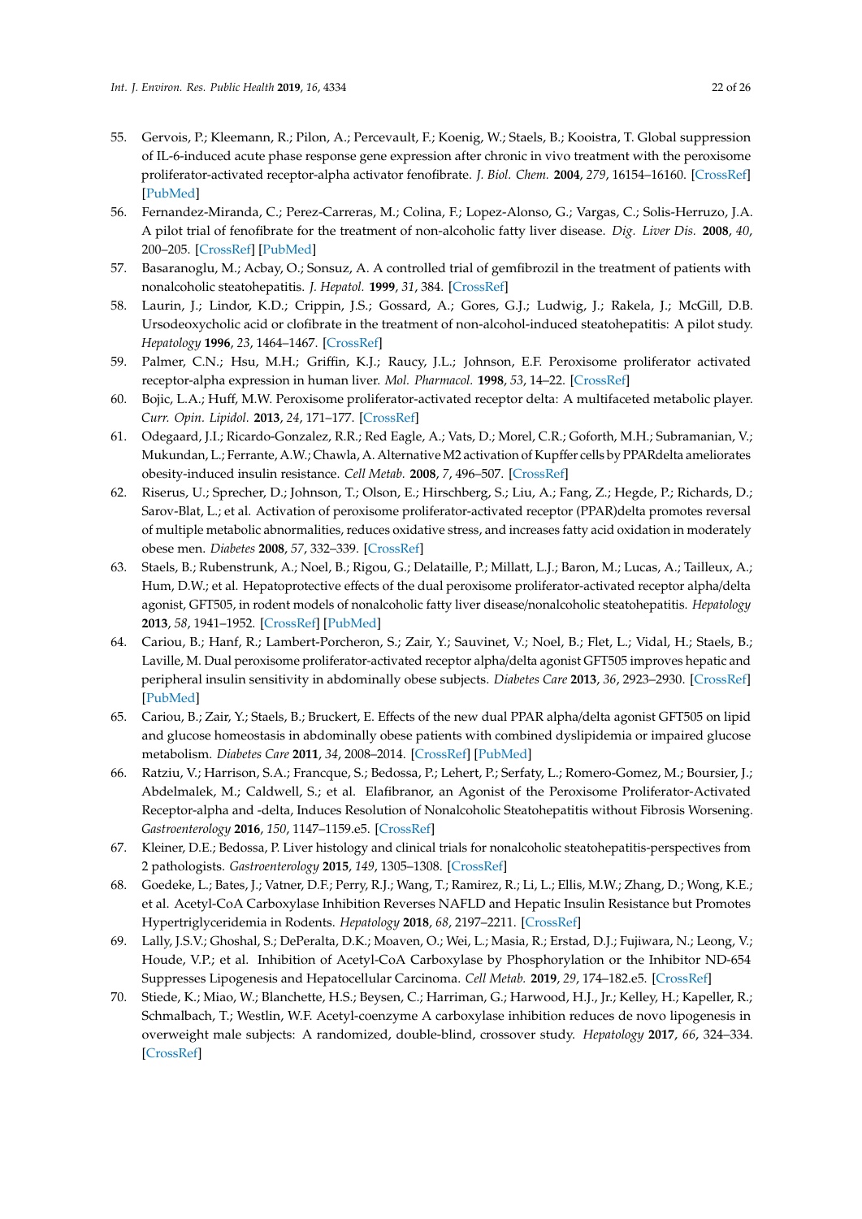55. Gervois, P.; Kleemann, R.; Pilon, A.; Percevault, F.; Koenig, W.; Staels, B.; Kooistra, T. Global suppression of IL-6-induced acute phase response gene expression after chronic in vivo treatment with the peroxisome proliferator-activated receptor-alpha activator fenofibrate. *J. Biol. Chem.* **2004**, *279*, 16154–16160. [CrossRef] [PubMed]
56. Fernandez-Miranda, C.; Perez-Carreras, M.; Colina, F.; Lopez-Alonso, G.; Vargas, C.; Solis-Herruzo, J.A. A pilot trial of fenofibrate for the treatment of non-alcoholic fatty liver disease. *Dig. Liver Dis.* **2008**, *40*, 200–205. [CrossRef] [PubMed]
57. Basaranoglu, M.; Acbay, O.; Sonsuz, A. A controlled trial of gemfibrozil in the treatment of patients with nonalcoholic steatohepatitis. *J. Hepatol.* **1999**, *31*, 384. [CrossRef]
58. Laurin, J.; Lindor, K.D.; Crippin, J.S.; Gossard, A.; Gores, G.J.; Ludwig, J.; Rakela, J.; McGill, D.B. Ursodeoxycholic acid or clofibrate in the treatment of non-alcohol-induced steatohepatitis: A pilot study. *Hepatology* **1996**, *23*, 1464–1467. [CrossRef]
59. Palmer, C.N.; Hsu, M.H.; Griffin, K.J.; Raucy, J.L.; Johnson, E.F. Peroxisome proliferator activated receptor-alpha expression in human liver. *Mol. Pharmacol.* **1998**, *53*, 14–22. [CrossRef]
60. Bojic, L.A.; Huff, M.W. Peroxisome proliferator-activated receptor delta: A multifaceted metabolic player. *Curr. Opin. Lipidol.* **2013**, *24*, 171–177. [CrossRef]
61. Odegaard, J.I.; Ricardo-Gonzalez, R.R.; Red Eagle, A.; Vats, D.; Morel, C.R.; Goforth, M.H.; Subramanian, V.; Mukundan, L.; Ferrante, A.W.; Chawla, A. Alternative M2 activation of Kupffer cells by PPARdelta ameliorates obesity-induced insulin resistance. *Cell Metab.* **2008**, *7*, 496–507. [CrossRef]
62. Riserus, U.; Sprecher, D.; Johnson, T.; Olson, E.; Hirschberg, S.; Liu, A.; Fang, Z.; Hegde, P.; Richards, D.; Sarov-Blat, L.; et al. Activation of peroxisome proliferator-activated receptor (PPAR)delta promotes reversal of multiple metabolic abnormalities, reduces oxidative stress, and increases fatty acid oxidation in moderately obese men. *Diabetes* **2008**, *57*, 332–339. [CrossRef]
63. Staels, B.; Rubenstrunk, A.; Noel, B.; Rigou, G.; Delataille, P.; Millatt, L.J.; Baron, M.; Lucas, A.; Tailleux, A.; Hum, D.W.; et al. Hepatoprotective effects of the dual peroxisome proliferator-activated receptor alpha/delta agonist, GFT505, in rodent models of nonalcoholic fatty liver disease/nonalcoholic steatohepatitis. *Hepatology* **2013**, *58*, 1941–1952. [CrossRef] [PubMed]
64. Cariou, B.; Hanf, R.; Lambert-Porcheron, S.; Zair, Y.; Sauvinet, V.; Noel, B.; Flet, L.; Vidal, H.; Staels, B.; Laville, M. Dual peroxisome proliferator-activated receptor alpha/delta agonist GFT505 improves hepatic and peripheral insulin sensitivity in abdominally obese subjects. *Diabetes Care* **2013**, *36*, 2923–2930. [CrossRef] [PubMed]
65. Cariou, B.; Zair, Y.; Staels, B.; Bruckert, E. Effects of the new dual PPAR alpha/delta agonist GFT505 on lipid and glucose homeostasis in abdominally obese patients with combined dyslipidemia or impaired glucose metabolism. *Diabetes Care* **2011**, *34*, 2008–2014. [CrossRef] [PubMed]
66. Ratziu, V.; Harrison, S.A.; Francque, S.; Bedossa, P.; Lehert, P.; Serfaty, L.; Romero-Gomez, M.; Boursier, J.; Abdelmalek, M.; Caldwell, S.; et al. Elafibranor, an Agonist of the Peroxisome Proliferator-Activated Receptor-alpha and -delta, Induces Resolution of Nonalcoholic Steatohepatitis without Fibrosis Worsening. *Gastroenterology* **2016**, *150*, 1147–1159.e5. [CrossRef]
67. Kleiner, D.E.; Bedossa, P. Liver histology and clinical trials for nonalcoholic steatohepatitis-perspectives from 2 pathologists. *Gastroenterology* **2015**, *149*, 1305–1308. [CrossRef]
68. Goedeke, L.; Bates, J.; Vatner, D.F.; Perry, R.J.; Wang, T.; Ramirez, R.; Li, L.; Ellis, M.W.; Zhang, D.; Wong, K.E.; et al. Acetyl-CoA Carboxylase Inhibition Reverses NAFLD and Hepatic Insulin Resistance but Promotes Hypertriglyceridemia in Rodents. *Hepatology* **2018**, *68*, 2197–2211. [CrossRef]
69. Lally, J.S.V.; Ghoshal, S.; DePeralta, D.K.; Moaven, O.; Wei, L.; Masia, R.; Erstad, D.J.; Fujiwara, N.; Leong, V.; Houde, V.P.; et al. Inhibition of Acetyl-CoA Carboxylase by Phosphorylation or the Inhibitor ND-654 Suppresses Lipogenesis and Hepatocellular Carcinoma. *Cell Metab.* **2019**, *29*, 174–182.e5. [CrossRef]
70. Stiede, K.; Miao, W.; Blanchette, H.S.; Beysen, C.; Harriman, G.; Harwood, H.J., Jr.; Kelley, H.; Kapeller, R.; Schmalbach, T.; Westlin, W.F. Acetyl-coenzyme A carboxylase inhibition reduces de novo lipogenesis in overweight male subjects: A randomized, double-blind, crossover study. *Hepatology* **2017**, *66*, 324–334. [CrossRef]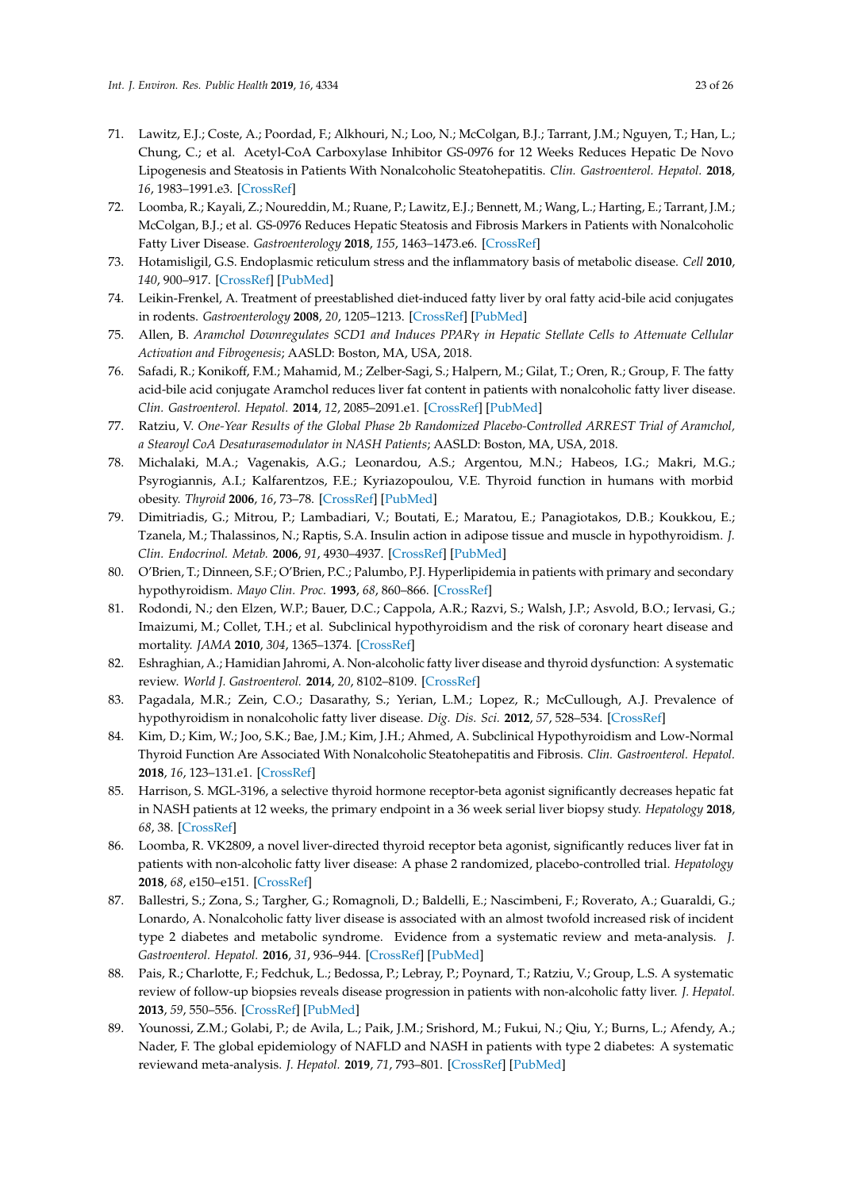71. Lawitz, E.J.; Coste, A.; Poordad, F.; Alkhouri, N.; Loo, N.; McColgan, B.J.; Tarrant, J.M.; Nguyen, T.; Han, L.; Chung, C.; et al. Acetyl-CoA Carboxylase Inhibitor GS-0976 for 12 Weeks Reduces Hepatic De Novo Lipogenesis and Steatosis in Patients With Nonalcoholic Steatohepatitis. *Clin. Gastroenterol. Hepatol.* **2018**, *16*, 1983–1991.e3. [CrossRef]
72. Loomba, R.; Kayali, Z.; Noureddin, M.; Ruane, P.; Lawitz, E.J.; Bennett, M.; Wang, L.; Harting, E.; Tarrant, J.M.; McColgan, B.J.; et al. GS-0976 Reduces Hepatic Steatosis and Fibrosis Markers in Patients with Nonalcoholic Fatty Liver Disease. *Gastroenterology* **2018**, *155*, 1463–1473.e6. [CrossRef]
73. Hotamisligil, G.S. Endoplasmic reticulum stress and the inflammatory basis of metabolic disease. *Cell* **2010**, *140*, 900–917. [CrossRef] [PubMed]
74. Leikin-Frenkel, A. Treatment of preestablished diet-induced fatty liver by oral fatty acid-bile acid conjugates in rodents. *Gastroenterology* **2008**, *20*, 1205–1213. [CrossRef] [PubMed]
75. Allen, B. *Aramchol Downregulates SCD1 and Induces PPARγ in Hepatic Stellate Cells to Attenuate Cellular Activation and Fibrogenesis*; AASLD: Boston, MA, USA, 2018.
76. Safadi, R.; Konikoff, F.M.; Mahamid, M.; Zelber-Sagi, S.; Halpern, M.; Gilat, T.; Oren, R.; Group, F. The fatty acid-bile acid conjugate Aramchol reduces liver fat content in patients with nonalcoholic fatty liver disease. *Clin. Gastroenterol. Hepatol.* **2014**, *12*, 2085–2091.e1. [CrossRef] [PubMed]
77. Ratziu, V. *One-Year Results of the Global Phase 2b Randomized Placebo-Controlled ARREST Trial of Aramchol, a Stearoyl CoA Desaturasemodulator in NASH Patients*; AASLD: Boston, MA, USA, 2018.
78. Michalaki, M.A.; Vagenakis, A.G.; Leonardou, A.S.; Argentou, M.N.; Habeos, I.G.; Makri, M.G.; Psyrogiannis, A.I.; Kalfarentzos, F.E.; Kyriazopoulou, V.E. Thyroid function in humans with morbid obesity. *Thyroid* **2006**, *16*, 73–78. [CrossRef] [PubMed]
79. Dimitriadis, G.; Mitrou, P.; Lambadiari, V.; Boutati, E.; Maratou, E.; Panagiotakos, D.B.; Koukkou, E.; Tzanela, M.; Thalassinos, N.; Raptis, S.A. Insulin action in adipose tissue and muscle in hypothyroidism. *J. Clin. Endocrinol. Metab.* **2006**, *91*, 4930–4937. [CrossRef] [PubMed]
80. O'Brien, T.; Dinneen, S.F.; O'Brien, P.C.; Palumbo, P.J. Hyperlipidemia in patients with primary and secondary hypothyroidism. *Mayo Clin. Proc.* **1993**, *68*, 860–866. [CrossRef]
81. Rodondi, N.; den Elzen, W.P.; Bauer, D.C.; Cappola, A.R.; Razvi, S.; Walsh, J.P.; Asvold, B.O.; Iervasi, G.; Imaizumi, M.; Collet, T.H.; et al. Subclinical hypothyroidism and the risk of coronary heart disease and mortality. *JAMA* **2010**, *304*, 1365–1374. [CrossRef]
82. Eshraghian, A.; Hamidian Jahromi, A. Non-alcoholic fatty liver disease and thyroid dysfunction: A systematic review. *World J. Gastroenterol.* **2014**, *20*, 8102–8109. [CrossRef]
83. Pagadala, M.R.; Zein, C.O.; Dasarathy, S.; Yerian, L.M.; Lopez, R.; McCullough, A.J. Prevalence of hypothyroidism in nonalcoholic fatty liver disease. *Dig. Dis. Sci.* **2012**, *57*, 528–534. [CrossRef]
84. Kim, D.; Kim, W.; Joo, S.K.; Bae, J.M.; Kim, J.H.; Ahmed, A. Subclinical Hypothyroidism and Low-Normal Thyroid Function Are Associated With Nonalcoholic Steatohepatitis and Fibrosis. *Clin. Gastroenterol. Hepatol.* **2018**, *16*, 123–131.e1. [CrossRef]
85. Harrison, S. MGL-3196, a selective thyroid hormone receptor-beta agonist significantly decreases hepatic fat in NASH patients at 12 weeks, the primary endpoint in a 36 week serial liver biopsy study. *Hepatology* **2018**, *68*, 38. [CrossRef]
86. Loomba, R. VK2809, a novel liver-directed thyroid receptor beta agonist, significantly reduces liver fat in patients with non-alcoholic fatty liver disease: A phase 2 randomized, placebo-controlled trial. *Hepatology* **2018**, *68*, e150–e151. [CrossRef]
87. Ballestri, S.; Zona, S.; Targher, G.; Romagnoli, D.; Baldelli, E.; Nascimbeni, F.; Roverato, A.; Guaraldi, G.; Lonardo, A. Nonalcoholic fatty liver disease is associated with an almost twofold increased risk of incident type 2 diabetes and metabolic syndrome. Evidence from a systematic review and meta-analysis. *J. Gastroenterol. Hepatol.* **2016**, *31*, 936–944. [CrossRef] [PubMed]
88. Pais, R.; Charlotte, F.; Fedchuk, L.; Bedossa, P.; Lebray, P.; Poynard, T.; Ratziu, V.; Group, L.S. A systematic review of follow-up biopsies reveals disease progression in patients with non-alcoholic fatty liver. *J. Hepatol.* **2013**, *59*, 550–556. [CrossRef] [PubMed]
89. Younossi, Z.M.; Golabi, P.; de Avila, L.; Paik, J.M.; Srishord, M.; Fukui, N.; Qiu, Y.; Burns, L.; Afendy, A.; Nader, F. The global epidemiology of NAFLD and NASH in patients with type 2 diabetes: A systematic reviewand meta-analysis. *J. Hepatol.* **2019**, *71*, 793–801. [CrossRef] [PubMed]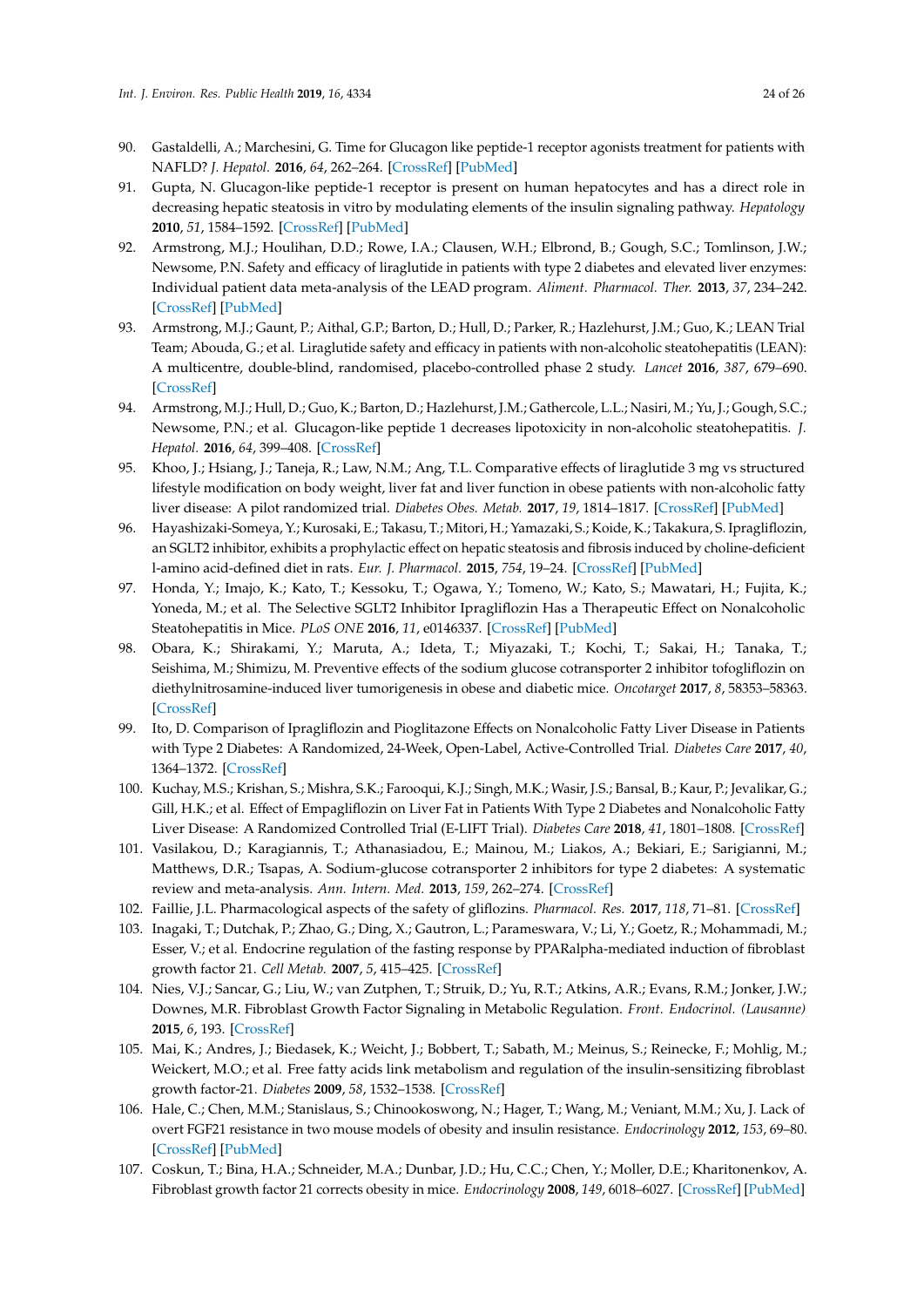90. Gastaldelli, A.; Marchesini, G. Time for Glucagon like peptide-1 receptor agonists treatment for patients with NAFLD? *J. Hepatol.* **2016**, *64*, 262–264. [CrossRef] [PubMed]
91. Gupta, N. Glucagon-like peptide-1 receptor is present on human hepatocytes and has a direct role in decreasing hepatic steatosis in vitro by modulating elements of the insulin signaling pathway. *Hepatology* **2010**, *51*, 1584–1592. [CrossRef] [PubMed]
92. Armstrong, M.J.; Houlihan, D.D.; Rowe, I.A.; Clausen, W.H.; Elbrond, B.; Gough, S.C.; Tomlinson, J.W.; Newsome, P.N. Safety and efficacy of liraglutide in patients with type 2 diabetes and elevated liver enzymes: Individual patient data meta-analysis of the LEAD program. *Aliment. Pharmacol. Ther.* **2013**, *37*, 234–242. [CrossRef] [PubMed]
93. Armstrong, M.J.; Gaunt, P.; Aithal, G.P.; Barton, D.; Hull, D.; Parker, R.; Hazlehurst, J.M.; Guo, K.; LEAN Trial Team; Abouda, G.; et al. Liraglutide safety and efficacy in patients with non-alcoholic steatohepatitis (LEAN): A multicentre, double-blind, randomised, placebo-controlled phase 2 study. *Lancet* **2016**, *387*, 679–690. [CrossRef]
94. Armstrong, M.J.; Hull, D.; Guo, K.; Barton, D.; Hazlehurst, J.M.; Gathercole, L.L.; Nasiri, M.; Yu, J.; Gough, S.C.; Newsome, P.N.; et al. Glucagon-like peptide 1 decreases lipotoxicity in non-alcoholic steatohepatitis. *J. Hepatol.* **2016**, *64*, 399–408. [CrossRef]
95. Khoo, J.; Hsiang, J.; Taneja, R.; Law, N.M.; Ang, T.L. Comparative effects of liraglutide 3 mg vs structured lifestyle modification on body weight, liver fat and liver function in obese patients with non-alcoholic fatty liver disease: A pilot randomized trial. *Diabetes Obes. Metab.* **2017**, *19*, 1814–1817. [CrossRef] [PubMed]
96. Hayashizaki-Someya, Y.; Kurosaki, E.; Takasu, T.; Mitori, H.; Yamazaki, S.; Koide, K.; Takakura, S. Ipragliflozin, an SGLT2 inhibitor, exhibits a prophylactic effect on hepatic steatosis and fibrosis induced by choline-deficient l-amino acid-defined diet in rats. *Eur. J. Pharmacol.* **2015**, *754*, 19–24. [CrossRef] [PubMed]
97. Honda, Y.; Imajo, K.; Kato, T.; Kessoku, T.; Ogawa, Y.; Tomeno, W.; Kato, S.; Mawatari, H.; Fujita, K.; Yoneda, M.; et al. The Selective SGLT2 Inhibitor Ipragliflozin Has a Therapeutic Effect on Nonalcoholic Steatohepatitis in Mice. *PLoS ONE* **2016**, *11*, e0146337. [CrossRef] [PubMed]
98. Obara, K.; Shirakami, Y.; Maruta, A.; Ideta, T.; Miyazaki, T.; Kochi, T.; Sakai, H.; Tanaka, T.; Seishima, M.; Shimizu, M. Preventive effects of the sodium glucose cotransporter 2 inhibitor tofogliflozin on diethylnitrosamine-induced liver tumorigenesis in obese and diabetic mice. *Oncotarget* **2017**, *8*, 58353–58363. [CrossRef]
99. Ito, D. Comparison of Ipragliflozin and Pioglitazone Effects on Nonalcoholic Fatty Liver Disease in Patients with Type 2 Diabetes: A Randomized, 24-Week, Open-Label, Active-Controlled Trial. *Diabetes Care* **2017**, *40*, 1364–1372. [CrossRef]
100. Kuchay, M.S.; Krishan, S.; Mishra, S.K.; Farooqui, K.J.; Singh, M.K.; Wasir, J.S.; Bansal, B.; Kaur, P.; Jevalikar, G.; Gill, H.K.; et al. Effect of Empagliflozin on Liver Fat in Patients With Type 2 Diabetes and Nonalcoholic Fatty Liver Disease: A Randomized Controlled Trial (E-LIFT Trial). *Diabetes Care* **2018**, *41*, 1801–1808. [CrossRef]
101. Vasilakou, D.; Karagiannis, T.; Athanasiadou, E.; Mainou, M.; Liakos, A.; Bekiari, E.; Sarigianni, M.; Matthews, D.R.; Tsapas, A. Sodium-glucose cotransporter 2 inhibitors for type 2 diabetes: A systematic review and meta-analysis. *Ann. Intern. Med.* **2013**, *159*, 262–274. [CrossRef]
102. Faillie, J.L. Pharmacological aspects of the safety of gliflozins. *Pharmacol. Res.* **2017**, *118*, 71–81. [CrossRef]
103. Inagaki, T.; Dutchak, P.; Zhao, G.; Ding, X.; Gautron, L.; Parameswara, V.; Li, Y.; Goetz, R.; Mohammadi, M.; Esser, V.; et al. Endocrine regulation of the fasting response by PPARalpha-mediated induction of fibroblast growth factor 21. *Cell Metab.* **2007**, *5*, 415–425. [CrossRef]
104. Nies, V.J.; Sancar, G.; Liu, W.; van Zutphen, T.; Struik, D.; Yu, R.T.; Atkins, A.R.; Evans, R.M.; Jonker, J.W.; Downes, M.R. Fibroblast Growth Factor Signaling in Metabolic Regulation. *Front. Endocrinol. (Lausanne)* **2015**, *6*, 193. [CrossRef]
105. Mai, K.; Andres, J.; Biedasek, K.; Weicht, J.; Bobbert, T.; Sabath, M.; Meinus, S.; Reinecke, F.; Mohlig, M.; Weickert, M.O.; et al. Free fatty acids link metabolism and regulation of the insulin-sensitizing fibroblast growth factor-21. *Diabetes* **2009**, *58*, 1532–1538. [CrossRef]
106. Hale, C.; Chen, M.M.; Stanislaus, S.; Chinookoswong, N.; Hager, T.; Wang, M.; Veniant, M.M.; Xu, J. Lack of overt FGF21 resistance in two mouse models of obesity and insulin resistance. *Endocrinology* **2012**, *153*, 69–80. [CrossRef] [PubMed]
107. Coskun, T.; Bina, H.A.; Schneider, M.A.; Dunbar, J.D.; Hu, C.C.; Chen, Y.; Moller, D.E.; Kharitonenkov, A. Fibroblast growth factor 21 corrects obesity in mice. *Endocrinology* **2008**, *149*, 6018–6027. [CrossRef] [PubMed]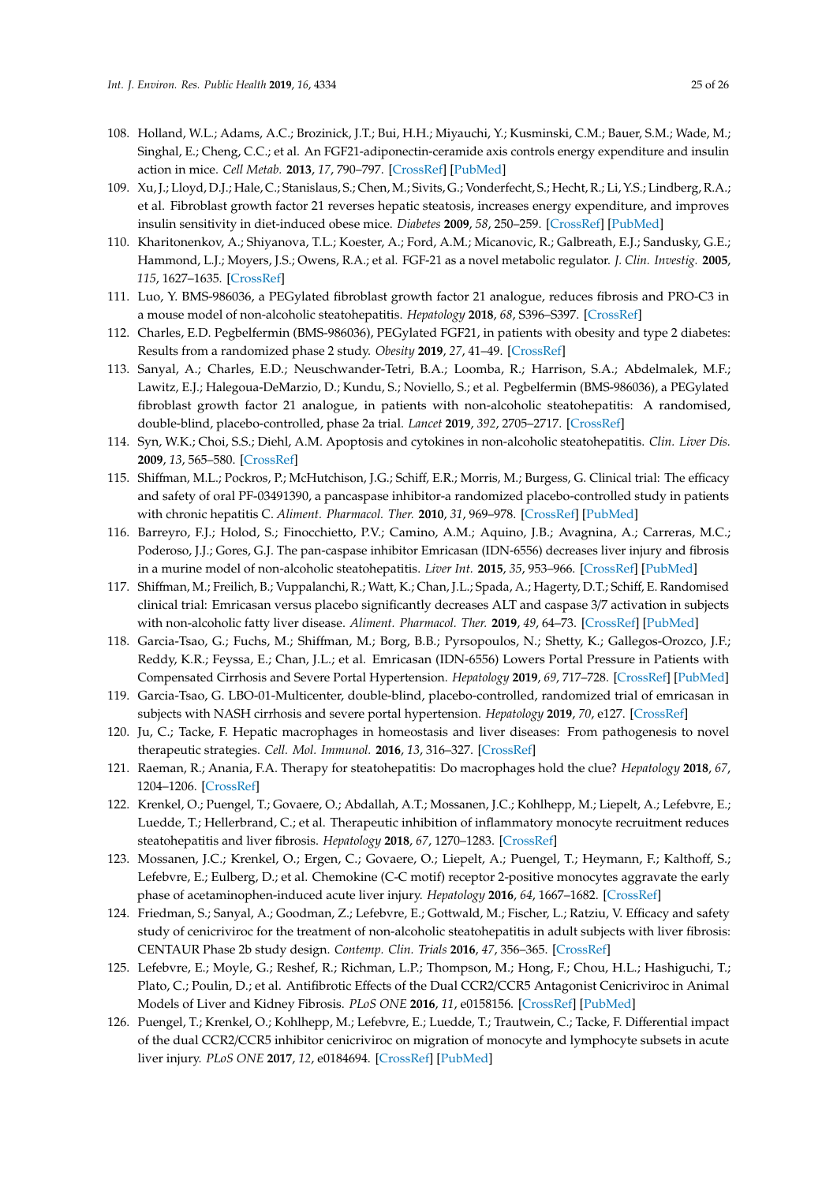108. Holland, W.L.; Adams, A.C.; Brozinick, J.T.; Bui, H.H.; Miyauchi, Y.; Kusminski, C.M.; Bauer, S.M.; Wade, M.; Singhal, E.; Cheng, C.C.; et al. An FGF21-adiponectin-ceramide axis controls energy expenditure and insulin action in mice. *Cell Metab.* **2013**, *17*, 790–797. [CrossRef] [PubMed]
109. Xu, J.; Lloyd, D.J.; Hale, C.; Stanislaus, S.; Chen, M.; Sivits, G.; Vonderfecht, S.; Hecht, R.; Li, Y.S.; Lindberg, R.A.; et al. Fibroblast growth factor 21 reverses hepatic steatosis, increases energy expenditure, and improves insulin sensitivity in diet-induced obese mice. *Diabetes* **2009**, *58*, 250–259. [CrossRef] [PubMed]
110. Kharitonenkov, A.; Shiyanova, T.L.; Koester, A.; Ford, A.M.; Micanovic, R.; Galbreath, E.J.; Sandusky, G.E.; Hammond, L.J.; Moyers, J.S.; Owens, R.A.; et al. FGF-21 as a novel metabolic regulator. *J. Clin. Investig.* **2005**, *115*, 1627–1635. [CrossRef]
111. Luo, Y. BMS-986036, a PEGylated fibroblast growth factor 21 analogue, reduces fibrosis and PRO-C3 in a mouse model of non-alcoholic steatohepatitis. *Hepatology* **2018**, *68*, S396–S397. [CrossRef]
112. Charles, E.D. Pegbelfermin (BMS-986036), PEGylated FGF21, in patients with obesity and type 2 diabetes: Results from a randomized phase 2 study. *Obesity* **2019**, *27*, 41–49. [CrossRef]
113. Sanyal, A.; Charles, E.D.; Neuschwander-Tetri, B.A.; Loomba, R.; Harrison, S.A.; Abdelmalek, M.F.; Lawitz, E.J.; Halegoua-DeMarzio, D.; Kundu, S.; Noviello, S.; et al. Pegbelfermin (BMS-986036), a PEGylated fibroblast growth factor 21 analogue, in patients with non-alcoholic steatohepatitis: A randomised, double-blind, placebo-controlled, phase 2a trial. *Lancet* **2019**, *392*, 2705–2717. [CrossRef]
114. Syn, W.K.; Choi, S.S.; Diehl, A.M. Apoptosis and cytokines in non-alcoholic steatohepatitis. *Clin. Liver Dis.* **2009**, *13*, 565–580. [CrossRef]
115. Shiffman, M.L.; Pockros, P.; McHutchison, J.G.; Schiff, E.R.; Morris, M.; Burgess, G. Clinical trial: The efficacy and safety of oral PF-03491390, a pancaspase inhibitor-a randomized placebo-controlled study in patients with chronic hepatitis C. *Aliment. Pharmacol. Ther.* **2010**, *31*, 969–978. [CrossRef] [PubMed]
116. Barreyro, F.J.; Holod, S.; Finocchietto, P.V.; Camino, A.M.; Aquino, J.B.; Avagnina, A.; Carreras, M.C.; Poderoso, J.J.; Gores, G.J. The pan-caspase inhibitor Emricasan (IDN-6556) decreases liver injury and fibrosis in a murine model of non-alcoholic steatohepatitis. *Liver Int.* **2015**, *35*, 953–966. [CrossRef] [PubMed]
117. Shiffman, M.; Freilich, B.; Vuppalanchi, R.; Watt, K.; Chan, J.L.; Spada, A.; Hagerty, D.T.; Schiff, E. Randomised clinical trial: Emricasan versus placebo significantly decreases ALT and caspase 3/7 activation in subjects with non-alcoholic fatty liver disease. *Aliment. Pharmacol. Ther.* **2019**, *49*, 64–73. [CrossRef] [PubMed]
118. Garcia-Tsao, G.; Fuchs, M.; Shiffman, M.; Borg, B.B.; Pyrsopoulos, N.; Shetty, K.; Gallegos-Orozco, J.F.; Reddy, K.R.; Feyssa, E.; Chan, J.L.; et al. Emricasan (IDN-6556) Lowers Portal Pressure in Patients with Compensated Cirrhosis and Severe Portal Hypertension. *Hepatology* **2019**, *69*, 717–728. [CrossRef] [PubMed]
119. Garcia-Tsao, G. LBO-01-Multicenter, double-blind, placebo-controlled, randomized trial of emricasan in subjects with NASH cirrhosis and severe portal hypertension. *Hepatology* **2019**, *70*, e127. [CrossRef]
120. Ju, C.; Tacke, F. Hepatic macrophages in homeostasis and liver diseases: From pathogenesis to novel therapeutic strategies. *Cell. Mol. Immunol.* **2016**, *13*, 316–327. [CrossRef]
121. Raeman, R.; Anania, F.A. Therapy for steatohepatitis: Do macrophages hold the clue? *Hepatology* **2018**, *67*, 1204–1206. [CrossRef]
122. Krenkel, O.; Puengel, T.; Govaere, O.; Abdallah, A.T.; Mossanen, J.C.; Kohlhepp, M.; Liepelt, A.; Lefebvre, E.; Luedde, T.; Hellerbrand, C.; et al. Therapeutic inhibition of inflammatory monocyte recruitment reduces steatohepatitis and liver fibrosis. *Hepatology* **2018**, *67*, 1270–1283. [CrossRef]
123. Mossanen, J.C.; Krenkel, O.; Ergen, C.; Govaere, O.; Liepelt, A.; Puengel, T.; Heymann, F.; Kalthoff, S.; Lefebvre, E.; Eulberg, D.; et al. Chemokine (C-C motif) receptor 2-positive monocytes aggravate the early phase of acetaminophen-induced acute liver injury. *Hepatology* **2016**, *64*, 1667–1682. [CrossRef]
124. Friedman, S.; Sanyal, A.; Goodman, Z.; Lefebvre, E.; Gottwald, M.; Fischer, L.; Ratziu, V. Efficacy and safety study of cenicriviroc for the treatment of non-alcoholic steatohepatitis in adult subjects with liver fibrosis: CENTAUR Phase 2b study design. *Contemp. Clin. Trials* **2016**, *47*, 356–365. [CrossRef]
125. Lefebvre, E.; Moyle, G.; Reshef, R.; Richman, L.P.; Thompson, M.; Hong, F.; Chou, H.L.; Hashiguchi, T.; Plato, C.; Poulin, D.; et al. Antifibrotic Effects of the Dual CCR2/CCR5 Antagonist Cenicriviroc in Animal Models of Liver and Kidney Fibrosis. *PLoS ONE* **2016**, *11*, e0158156. [CrossRef] [PubMed]
126. Puengel, T.; Krenkel, O.; Kohlhepp, M.; Lefebvre, E.; Luedde, T.; Trautwein, C.; Tacke, F. Differential impact of the dual CCR2/CCR5 inhibitor cenicriviroc on migration of monocyte and lymphocyte subsets in acute liver injury. *PLoS ONE* **2017**, *12*, e0184694. [CrossRef] [PubMed]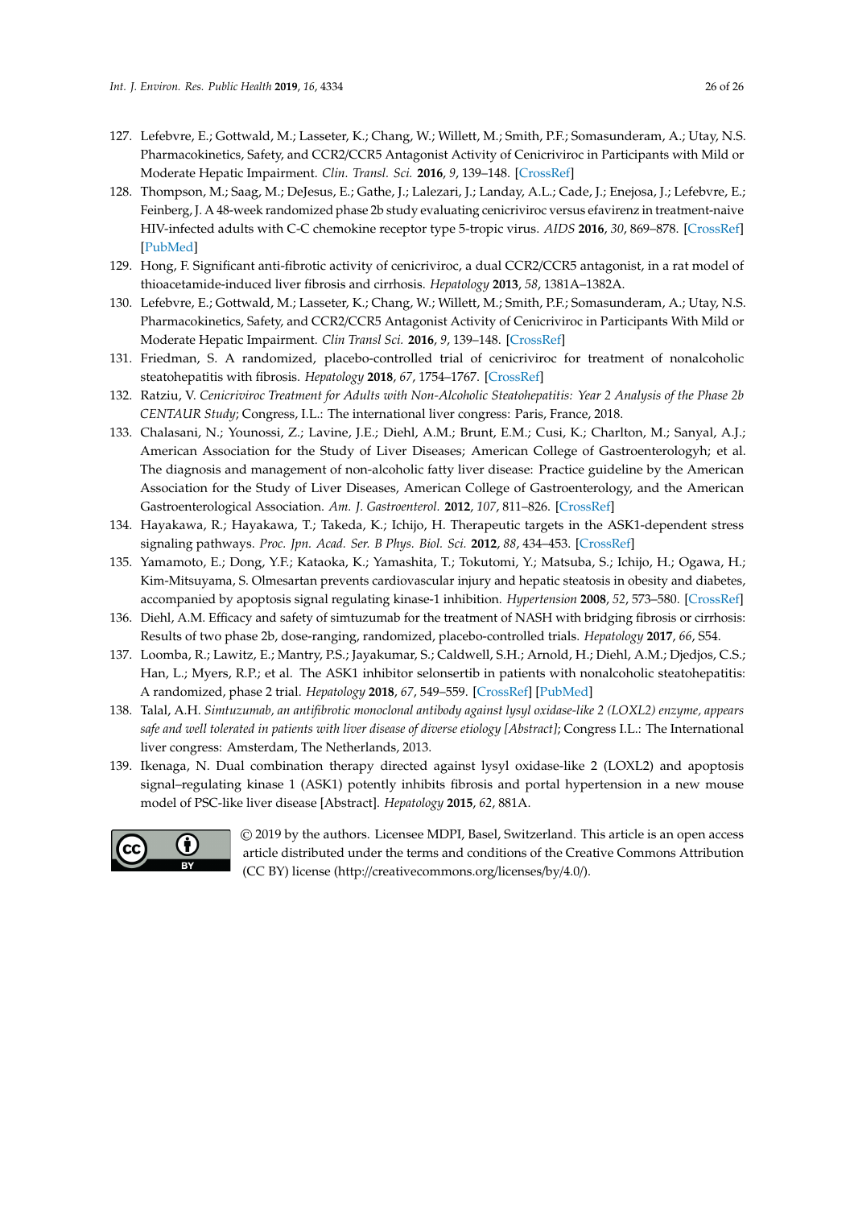127. Lefebvre, E.; Gottwald, M.; Lasseter, K.; Chang, W.; Willett, M.; Smith, P.F.; Somasunderam, A.; Utay, N.S. Pharmacokinetics, Safety, and CCR2/CCR5 Antagonist Activity of Cenicriviroc in Participants with Mild or Moderate Hepatic Impairment. *Clin. Transl. Sci.* **2016**, *9*, 139–148. [CrossRef]
128. Thompson, M.; Saag, M.; DeJesus, E.; Gathe, J.; Lalezari, J.; Landay, A.L.; Cade, J.; Enejosa, J.; Lefebvre, E.; Feinberg, J. A 48-week randomized phase 2b study evaluating cenicriviroc versus efavirenz in treatment-naive HIV-infected adults with C-C chemokine receptor type 5-tropic virus. *AIDS* **2016**, *30*, 869–878. [CrossRef] [PubMed]
129. Hong, F. Significant anti-fibrotic activity of cenicriviroc, a dual CCR2/CCR5 antagonist, in a rat model of thioacetamide-induced liver fibrosis and cirrhosis. *Hepatology* **2013**, *58*, 1381A–1382A.
130. Lefebvre, E.; Gottwald, M.; Lasseter, K.; Chang, W.; Willett, M.; Smith, P.F.; Somasunderam, A.; Utay, N.S. Pharmacokinetics, Safety, and CCR2/CCR5 Antagonist Activity of Cenicriviroc in Participants With Mild or Moderate Hepatic Impairment. *Clin Transl Sci.* **2016**, *9*, 139–148. [CrossRef]
131. Friedman, S. A randomized, placebo-controlled trial of cenicriviroc for treatment of nonalcoholic steatohepatitis with fibrosis. *Hepatology* **2018**, *67*, 1754–1767. [CrossRef]
132. Ratziu, V. *Cenicriviroc Treatment for Adults with Non-Alcoholic Steatohepatitis: Year 2 Analysis of the Phase 2b CENTAUR Study*; Congress, I.L.: The international liver congress: Paris, France, 2018.
133. Chalasani, N.; Younossi, Z.; Lavine, J.E.; Diehl, A.M.; Brunt, E.M.; Cusi, K.; Charlton, M.; Sanyal, A.J.; American Association for the Study of Liver Diseases; American College of Gastroenterologyh; et al. The diagnosis and management of non-alcoholic fatty liver disease: Practice guideline by the American Association for the Study of Liver Diseases, American College of Gastroenterology, and the American Gastroenterological Association. *Am. J. Gastroenterol.* **2012**, *107*, 811–826. [CrossRef]
134. Hayakawa, R.; Hayakawa, T.; Takeda, K.; Ichijo, H. Therapeutic targets in the ASK1-dependent stress signaling pathways. *Proc. Jpn. Acad. Ser. B Phys. Biol. Sci.* **2012**, *88*, 434–453. [CrossRef]
135. Yamamoto, E.; Dong, Y.F.; Kataoka, K.; Yamashita, T.; Tokutomi, Y.; Matsuba, S.; Ichijo, H.; Ogawa, H.; Kim-Mitsuyama, S. Olmesartan prevents cardiovascular injury and hepatic steatosis in obesity and diabetes, accompanied by apoptosis signal regulating kinase-1 inhibition. *Hypertension* **2008**, *52*, 573–580. [CrossRef]
136. Diehl, A.M. Efficacy and safety of simtuzumab for the treatment of NASH with bridging fibrosis or cirrhosis: Results of two phase 2b, dose-ranging, randomized, placebo-controlled trials. *Hepatology* **2017**, *66*, S54.
137. Loomba, R.; Lawitz, E.; Mantry, P.S.; Jayakumar, S.; Caldwell, S.H.; Arnold, H.; Diehl, A.M.; Djedjos, C.S.; Han, L.; Myers, R.P.; et al. The ASK1 inhibitor selonsertib in patients with nonalcoholic steatohepatitis: A randomized, phase 2 trial. *Hepatology* **2018**, *67*, 549–559. [CrossRef] [PubMed]
138. Talal, A.H. *Simtuzumab, an antifibrotic monoclonal antibody against lysyl oxidase-like 2 (LOXL2) enzyme, appears safe and well tolerated in patients with liver disease of diverse etiology [Abstract]*; Congress I.L.: The International liver congress: Amsterdam, The Netherlands, 2013.
139. Ikenaga, N. Dual combination therapy directed against lysyl oxidase-like 2 (LOXL2) and apoptosis signal–regulating kinase 1 (ASK1) potently inhibits fibrosis and portal hypertension in a new mouse model of PSC-like liver disease [Abstract]. *Hepatology* **2015**, *62*, 881A.

© 2019 by the authors. Licensee MDPI, Basel, Switzerland. This article is an open access article distributed under the terms and conditions of the Creative Commons Attribution (CC BY) license (http://creativecommons.org/licenses/by/4.0/).